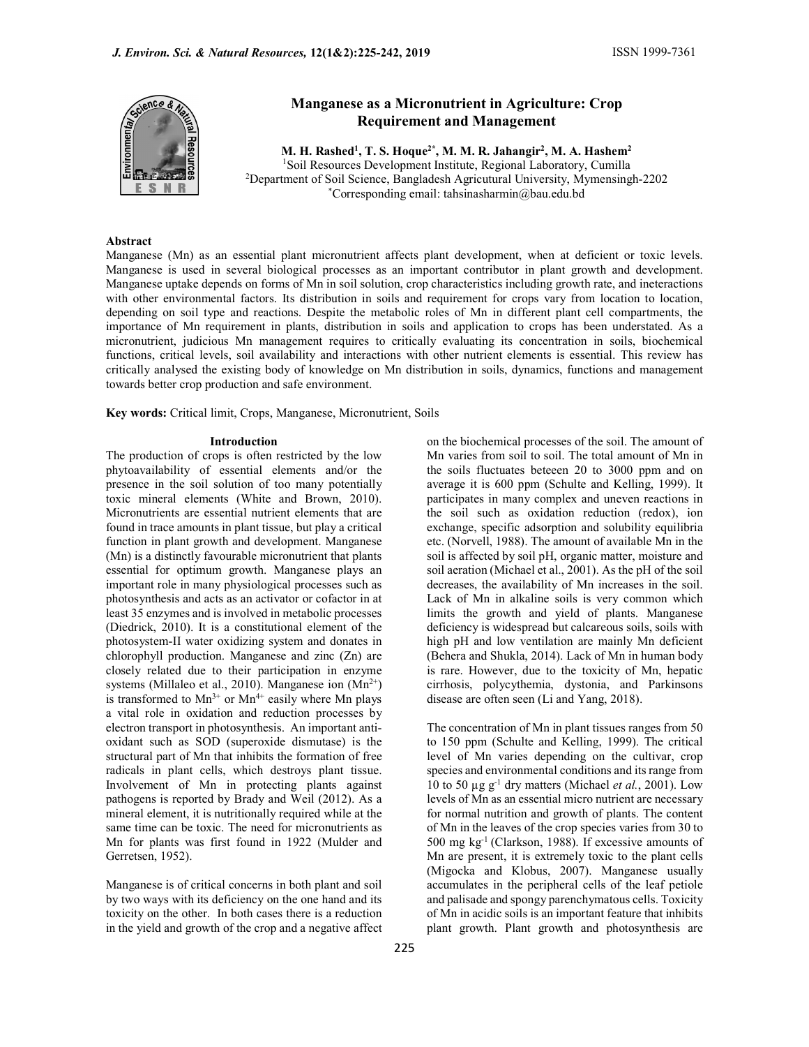# Manganese as a Micronutrient in Agriculture: Crop Requirement and Management

**M. H. Rashed[1], T. S. Hoque[2*], M. M. R. Jahangir[2], M. A. Hashem[2]**

[1]Soil Resources Development Institute, Regional Laboratory, Cumilla

[2]Department of Soil Science, Bangladesh Agricultural University, Mymensingh-2202

[*]Corresponding email: tahsinasharmin@bau.edu.bd

## Abstract

Manganese (Mn) as an essential plant micronutrient affects plant development, when at deficient or toxic levels. Manganese is used in several biological processes as an important contributor in plant growth and development. Manganese uptake depends on forms of Mn in soil solution, crop characteristics including growth rate, and ineteractions with other environmental factors. Its distribution in soils and requirement for crops vary from location to location, depending on soil type and reactions. Despite the metabolic roles of Mn in different plant cell compartments, the importance of Mn requirement in plants, distribution in soils and application to crops has been understated. As a micronutrient, judicious Mn management requires to critically evaluating its concentration in soils, biochemical functions, critical levels, soil availability and interactions with other nutrient elements is essential. This review has critically analysed the existing body of knowledge on Mn distribution in soils, dynamics, functions and management towards better crop production and safe environment.

**Key words:** Critical limit, Crops, Manganese, Micronutrient, Soils

## Introduction

The production of crops is often restricted by the low phytoavailability of essential elements and/or the presence in the soil solution of too many potentially toxic mineral elements (White and Brown, 2010). Micronutrients are essential nutrient elements that are found in trace amounts in plant tissue, but play a critical function in plant growth and development. Manganese (Mn) is a distinctly favourable micronutrient that plants essential for optimum growth. Manganese plays an important role in many physiological processes such as photosynthesis and acts as an activator or cofactor in at least 35 enzymes and is involved in metabolic processes (Diedrick, 2010). It is a constitutional element of the photosystem-II water oxidizing system and donates in chlorophyll production. Manganese and zinc (Zn) are closely related due to their participation in enzyme systems (Millaleo et al., 2010). Manganese ion ($Mn^{2+}$) is transformed to $Mn^{3+}$ or $Mn^{4+}$ easily where Mn plays a vital role in oxidation and reduction processes by electron transport in photosynthesis. An important anti-oxidant such as SOD (superoxide dismutase) is the structural part of Mn that inhibits the formation of free radicals in plant cells, which destroys plant tissue. Involvement of Mn in protecting plants against pathogens is reported by Brady and Weil (2012). As a mineral element, it is nutritionally required while at the same time can be toxic. The need for micronutrients as Mn for plants was first found in 1922 (Mulder and Gerretsen, 1952).

Manganese is of critical concerns in both plant and soil by two ways with its deficiency on the one hand and its toxicity on the other. In both cases there is a reduction in the yield and growth of the crop and a negative affect on the biochemical processes of the soil. The amount of Mn varies from soil to soil. The total amount of Mn in the soils fluctuates beteeen 20 to 3000 ppm and on average it is 600 ppm (Schulte and Kelling, 1999). It participates in many complex and uneven reactions in the soil such as oxidation reduction (redox), ion exchange, specific adsorption and solubility equilibria etc. (Norvell, 1988). The amount of available Mn in the soil is affected by soil pH, organic matter, moisture and soil aeration (Michael et al., 2001). As the pH of the soil decreases, the availability of Mn increases in the soil. Lack of Mn in alkaline soils is very common which limits the growth and yield of plants. Manganese deficiency is widespread but calcareous soils, soils with high pH and low ventilation are mainly Mn deficient (Behera and Shukla, 2014). Lack of Mn in human body is rare. However, due to the toxicity of Mn, hepatic cirrhosis, polycythemia, dystonia, and Parkinsons disease are often seen (Li and Yang, 2018).

The concentration of Mn in plant tissues ranges from 50 to 150 ppm (Schulte and Kelling, 1999). The critical level of Mn varies depending on the cultivar, crop species and environmental conditions and its range from 10 to 50 µg $g^{-1}$ dry matters (Michael *et al.*, 2001). Low levels of Mn as an essential micro nutrient are necessary for normal nutrition and growth of plants. The content of Mn in the leaves of the crop species varies from 30 to 500 mg $kg^{-1}$ (Clarkson, 1988). If excessive amounts of Mn are present, it is extremely toxic to the plant cells (Migocka and Klobus, 2007). Manganese usually accumulates in the peripheral cells of the leaf petiole and palisade and spongy parenchymatous cells. Toxicity of Mn in acidic soils is an important feature that inhibits plant growth. Plant growth and photosynthesis are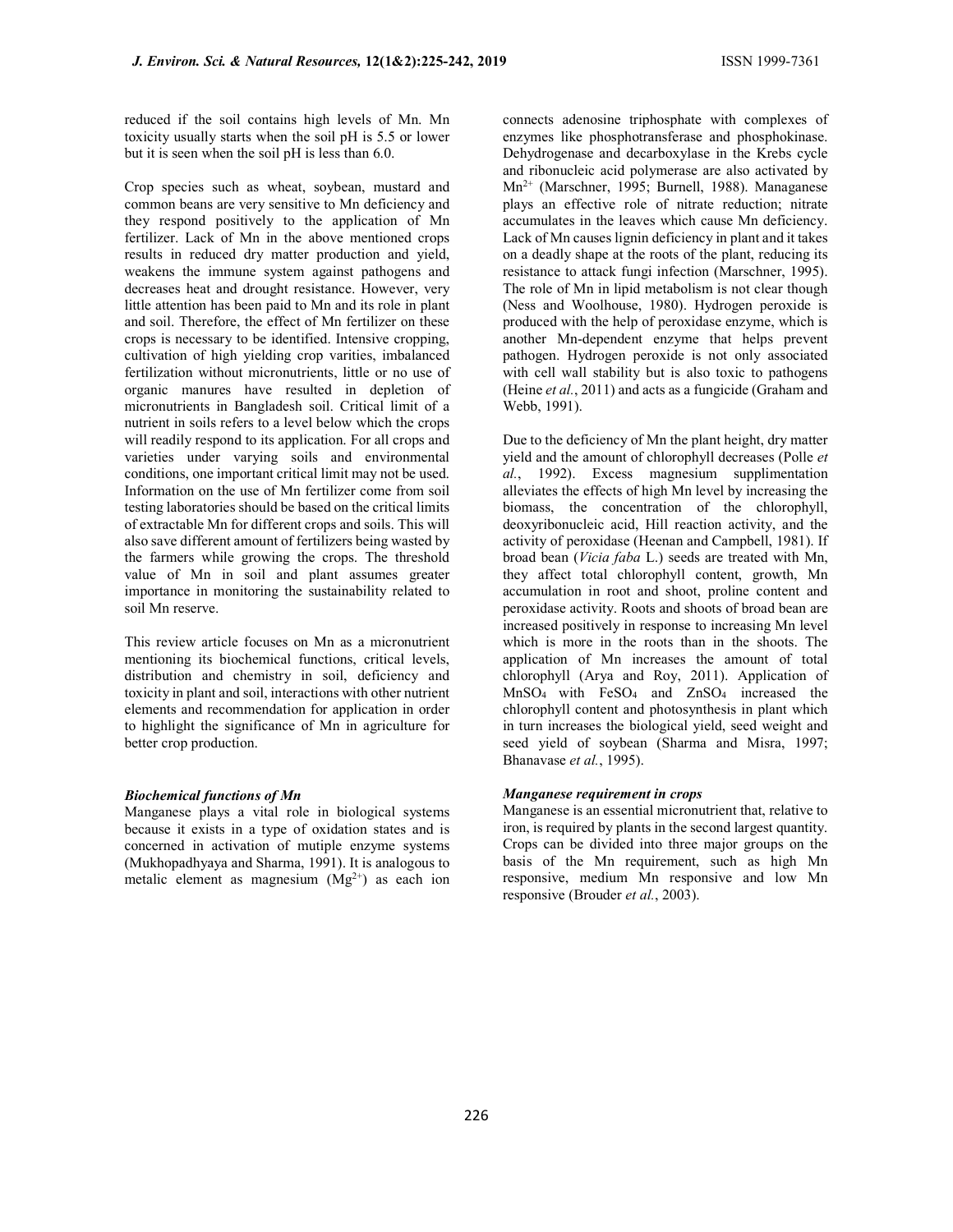reduced if the soil contains high levels of Mn. Mn toxicity usually starts when the soil pH is 5.5 or lower but it is seen when the soil pH is less than 6.0.

Crop species such as wheat, soybean, mustard and common beans are very sensitive to Mn deficiency and they respond positively to the application of Mn fertilizer. Lack of Mn in the above mentioned crops results in reduced dry matter production and yield, weakens the immune system against pathogens and decreases heat and drought resistance. However, very little attention has been paid to Mn and its role in plant and soil. Therefore, the effect of Mn fertilizer on these crops is necessary to be identified. Intensive cropping, cultivation of high yielding crop varities, imbalanced fertilization without micronutrients, little or no use of organic manures have resulted in depletion of micronutrients in Bangladesh soil. Critical limit of a nutrient in soils refers to a level below which the crops will readily respond to its application. For all crops and varieties under varying soils and environmental conditions, one important critical limit may not be used. Information on the use of Mn fertilizer come from soil testing laboratories should be based on the critical limits of extractable Mn for different crops and soils. This will also save different amount of fertilizers being wasted by the farmers while growing the crops. The threshold value of Mn in soil and plant assumes greater importance in monitoring the sustainability related to soil Mn reserve.

This review article focuses on Mn as a micronutrient mentioning its biochemical functions, critical levels, distribution and chemistry in soil, deficiency and toxicity in plant and soil, interactions with other nutrient elements and recommendation for application in order to highlight the significance of Mn in agriculture for better crop production.

### *Biochemical functions of Mn*

Manganese plays a vital role in biological systems because it exists in a type of oxidation states and is concerned in activation of mutiple enzyme systems (Mukhopadhyaya and Sharma, 1991). It is analogous to metalic element as magnesium ($Mg^{2+}$) as each ion connects adenosine triphosphate with complexes of enzymes like phosphotransferase and phosphokinase. Dehydrogenase and decarboxylase in the Krebs cycle and ribonucleic acid polymerase are also activated by $Mn^{2+}$ (Marschner, 1995; Burnell, 1988). Managanese plays an effective role of nitrate reduction; nitrate accumulates in the leaves which cause Mn deficiency. Lack of Mn causes lignin deficiency in plant and it takes on a deadly shape at the roots of the plant, reducing its resistance to attack fungi infection (Marschner, 1995). The role of Mn in lipid metabolism is not clear though (Ness and Woolhouse, 1980). Hydrogen peroxide is produced with the help of peroxidase enzyme, which is another Mn-dependent enzyme that helps prevent pathogen. Hydrogen peroxide is not only associated with cell wall stability but is also toxic to pathogens (Heine *et al.*, 2011) and acts as a fungicide (Graham and Webb, 1991).

Due to the deficiency of Mn the plant height, dry matter yield and the amount of chlorophyll decreases (Polle *et al.*, 1992). Excess magnesium supplimentation alleviates the effects of high Mn level by increasing the biomass, the concentration of the chlorophyll, deoxyribonucleic acid, Hill reaction activity, and the activity of peroxidase (Heenan and Campbell, 1981). If broad bean (*Vicia faba* L.) seeds are treated with Mn, they affect total chlorophyll content, growth, Mn accumulation in root and shoot, proline content and peroxidase activity. Roots and shoots of broad bean are increased positively in response to increasing Mn level which is more in the roots than in the shoots. The application of Mn increases the amount of total chlorophyll (Arya and Roy, 2011). Application of $MnSO_4$ with $FeSO_4$ and $ZnSO_4$ increased the chlorophyll content and photosynthesis in plant which in turn increases the biological yield, seed weight and seed yield of soybean (Sharma and Misra, 1997; Bhanavase *et al.*, 1995).

### *Manganese requirement in crops*

Manganese is an essential micronutrient that, relative to iron, is required by plants in the second largest quantity. Crops can be divided into three major groups on the basis of the Mn requirement, such as high Mn responsive, medium Mn responsive and low Mn responsive (Brouder *et al.*, 2003).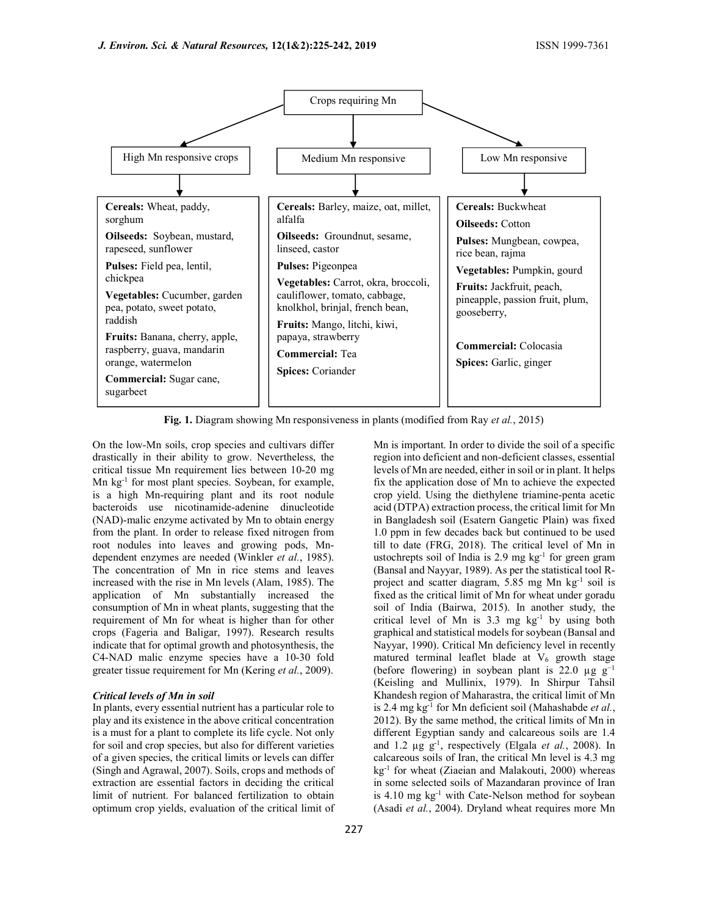Crops requiring Mn

| High Mn responsive crops | Medium Mn responsive | Low Mn responsive |
|---|---|---|
| **Cereals:** Wheat, paddy, sorghum | **Cereals:** Barley, maize, oat, millet, alfalfa | **Cereals:** Buckwheat |
| **Oilseeds:** Soybean, mustard, rapeseed, sunflower | **Oilseeds:** Groundnut, sesame, linseed, castor | **Oilseeds:** Cotton |
| **Pulses:** Field pea, lentil, chickpea | **Pulses:** Pigeonpea | **Pulses:** Mungbean, cowpea, rice bean, rajma |
| **Vegetables:** Cucumber, garden pea, potato, sweet potato, raddish | **Vegetables:** Carrot, okra, broccoli, cauliflower, tomato, cabbage, knolkhol, brinjal, french bean, | **Vegetables:** Pumpkin, gourd |
| **Fruits:** Banana, cherry, apple, raspberry, guava, mandarin orange, watermelon | **Fruits:** Mango, litchi, kiwi, papaya, strawberry | **Fruits:** Jackfruit, peach, pineapple, passion fruit, plum, gooseberry, |
| **Commercial:** Sugar cane, sugarbeet | **Commercial:** Tea | **Commercial:** Colocasia |
| | **Spices:** Coriander | **Spices:** Garlic, ginger |

**Fig. 1.** Diagram showing Mn responsiveness in plants (modified from Ray *et al.*, 2015)

On the low-Mn soils, crop species and cultivars differ drastically in their ability to grow. Nevertheless, the critical tissue Mn requirement lies between 10-20 mg Mn $kg^{-1}$ for most plant species. Soybean, for example, is a high Mn-requiring plant and its root nodule bacteroids use nicotinamide-adenine dinucleotide (NAD)-malic enzyme activated by Mn to obtain energy from the plant. In order to release fixed nitrogen from root nodules into leaves and growing pods, Mn-dependent enzymes are needed (Winkler *et al.*, 1985). The concentration of Mn in rice stems and leaves increased with the rise in Mn levels (Alam, 1985). The application of Mn substantially increased the consumption of Mn in wheat plants, suggesting that the requirement of Mn for wheat is higher than for other crops (Fageria and Baligar, 1997). Research results indicate that for optimal growth and photosynthesis, the C4-NAD malic enzyme species have a 10-30 fold greater tissue requirement for Mn (Kering *et al.*, 2009).

### *Critical levels of Mn in soil*

In plants, every essential nutrient has a particular role to play and its existence in the above critical concentration is a must for a plant to complete its life cycle. Not only for soil and crop species, but also for different varieties of a given species, the critical limits or levels can differ (Singh and Agrawal, 2007). Soils, crops and methods of extraction are essential factors in deciding the critical limit of nutrient. For balanced fertilization to obtain optimum crop yields, evaluation of the critical limit of Mn is important. In order to divide the soil of a specific region into deficient and non-deficient classes, essential levels of Mn are needed, either in soil or in plant. It helps fix the application dose of Mn to achieve the expected crop yield. Using the diethylene triamine-penta acetic acid (DTPA) extraction process, the critical limit for Mn in Bangladesh soil (Esatern Gangetic Plain) was fixed 1.0 ppm in few decades back but continued to be used till to date (FRG, 2018). The critical level of Mn in ustochrepts soil of India is 2.9 mg $kg^{-1}$ for green gram (Bansal and Nayyar, 1989). As per the statistical tool R-project and scatter diagram, 5.85 mg Mn $kg^{-1}$ soil is fixed as the critical limit of Mn for wheat under goradu soil of India (Bairwa, 2015). In another study, the critical level of Mn is 3.3 mg $kg^{-1}$ by using both graphical and statistical models for soybean (Bansal and Nayyar, 1990). Critical Mn deficiency level in recently matured terminal leaflet blade at $V_6$ growth stage (before flowering) in soybean plant is 22.0 µg $g^{-1}$ (Keisling and Mullinix, 1979). In Shirpur Tahsil Khandesh region of Maharastra, the critical limit of Mn is 2.4 mg $kg^{-1}$ for Mn deficient soil (Mahashabde *et al.*, 2012). By the same method, the critical limits of Mn in different Egyptian sandy and calcareous soils are 1.4 and 1.2 µg $g^{-1}$, respectively (Elgala *et al.*, 2008). In calcareous soils of Iran, the critical Mn level is 4.3 mg $kg^{-1}$ for wheat (Ziaeian and Malakouti, 2000) whereas in some selected soils of Mazandaran province of Iran is 4.10 mg $kg^{-1}$ with Cate-Nelson method for soybean (Asadi *et al.*, 2004). Dryland wheat requires more Mn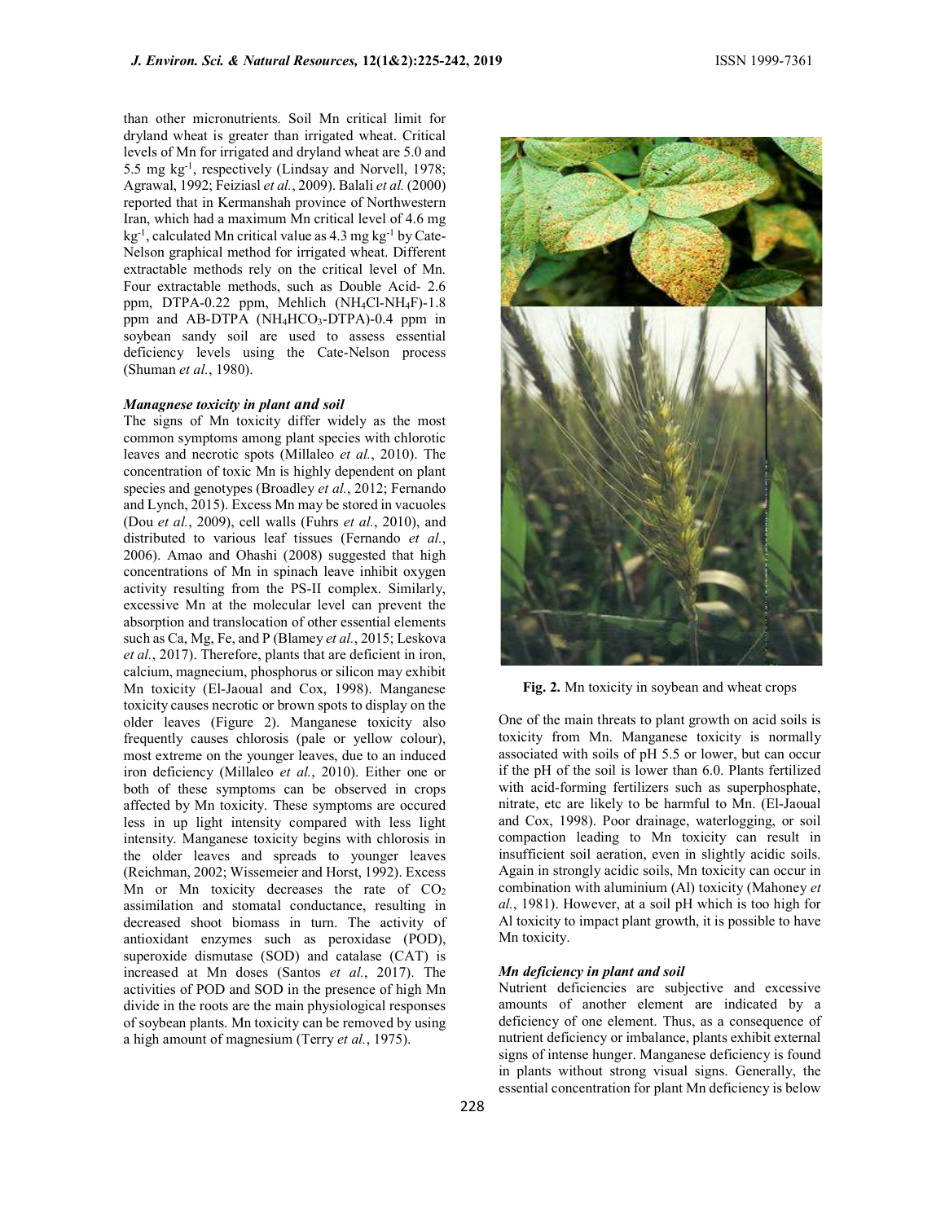than other micronutrients. Soil Mn critical limit for dryland wheat is greater than irrigated wheat. Critical levels of Mn for irrigated and dryland wheat are 5.0 and 5.5 mg kg$^{-1}$, respectively (Lindsay and Norvell, 1978; Agrawal, 1992; Feiziasl *et al.*, 2009). Balali *et al.* (2000) reported that in Kermanshah province of Northwestern Iran, which had a maximum Mn critical level of 4.6 mg kg$^{-1}$, calculated Mn critical value as 4.3 mg kg$^{-1}$ by Cate-Nelson graphical method for irrigated wheat. Different extractable methods rely on the critical level of Mn. Four extractable methods, such as Double Acid- 2.6 ppm, DTPA-0.22 ppm, Mehlich ($NH_4Cl$-$NH_4F$)-1.8 ppm and AB-DTPA ($NH_4HCO_3$-DTPA)-0.4 ppm in soybean sandy soil are used to assess essential deficiency levels using the Cate-Nelson process (Shuman *et al.*, 1980).

### *Managnese toxicity in plant and soil*

The signs of Mn toxicity differ widely as the most common symptoms among plant species with chlorotic leaves and necrotic spots (Millaleo *et al.*, 2010). The concentration of toxic Mn is highly dependent on plant species and genotypes (Broadley *et al.*, 2012; Fernando and Lynch, 2015). Excess Mn may be stored in vacuoles (Dou *et al.*, 2009), cell walls (Fuhrs *et al.*, 2010), and distributed to various leaf tissues (Fernando *et al.*, 2006). Amao and Ohashi (2008) suggested that high concentrations of Mn in spinach leave inhibit oxygen activity resulting from the PS-II complex. Similarly, excessive Mn at the molecular level can prevent the absorption and translocation of other essential elements such as Ca, Mg, Fe, and P (Blamey *et al.*, 2015; Leskova *et al.*, 2017). Therefore, plants that are deficient in iron, calcium, magnecium, phosphorus or silicon may exhibit Mn toxicity (El-Jaoual and Cox, 1998). Manganese toxicity causes necrotic or brown spots to display on the older leaves (Figure 2). Manganese toxicity also frequently causes chlorosis (pale or yellow colour), most extreme on the younger leaves, due to an induced iron deficiency (Millaleo *et al.*, 2010). Either one or both of these symptoms can be observed in crops affected by Mn toxicity. These symptoms are occured less in up light intensity compared with less light intensity. Manganese toxicity begins with chlorosis in the older leaves and spreads to younger leaves (Reichman, 2002; Wissemeier and Horst, 1992). Excess Mn or Mn toxicity decreases the rate of $CO_2$ assimilation and stomatal conductance, resulting in decreased shoot biomass in turn. The activity of antioxidant enzymes such as peroxidase (POD), superoxide dismutase (SOD) and catalase (CAT) is increased at Mn doses (Santos *et al.*, 2017). The activities of POD and SOD in the presence of high Mn divide in the roots are the main physiological responses of soybean plants. Mn toxicity can be removed by using a high amount of magnesium (Terry *et al.*, 1975).

**Fig. 2.** Mn toxicity in soybean and wheat crops

One of the main threats to plant growth on acid soils is toxicity from Mn. Manganese toxicity is normally associated with soils of pH 5.5 or lower, but can occur if the pH of the soil is lower than 6.0. Plants fertilized with acid-forming fertilizers such as superphosphate, nitrate, etc are likely to be harmful to Mn. (El-Jaoual and Cox, 1998). Poor drainage, waterlogging, or soil compaction leading to Mn toxicity can result in insufficient soil aeration, even in slightly acidic soils. Again in strongly acidic soils, Mn toxicity can occur in combination with aluminium (Al) toxicity (Mahoney *et al.*, 1981). However, at a soil pH which is too high for Al toxicity to impact plant growth, it is possible to have Mn toxicity.

### *Mn deficiency in plant and soil*

Nutrient deficiencies are subjective and excessive amounts of another element are indicated by a deficiency of one element. Thus, as a consequence of nutrient deficiency or imbalance, plants exhibit external signs of intense hunger. Manganese deficiency is found in plants without strong visual signs. Generally, the essential concentration for plant Mn deficiency is below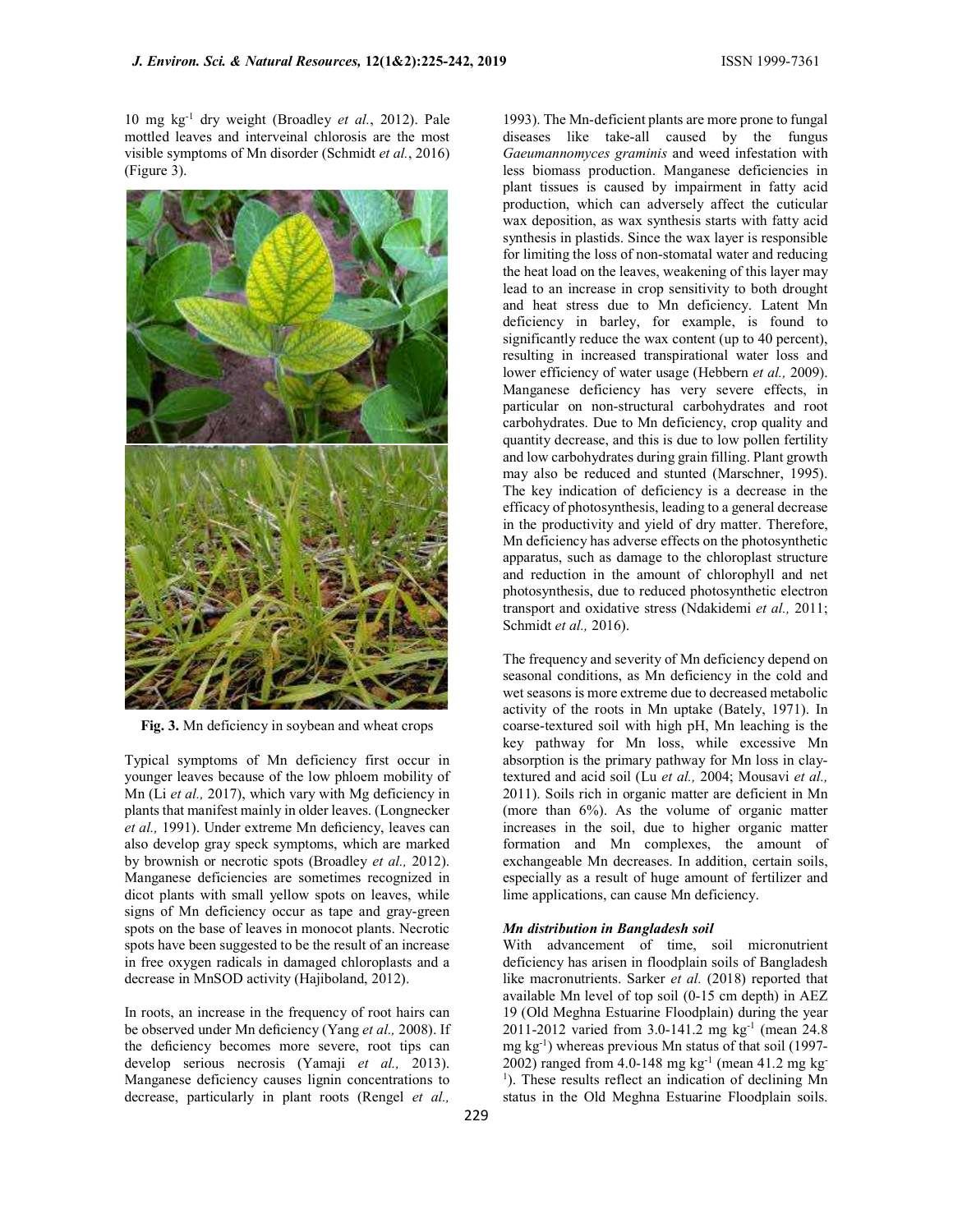10 mg $kg^{-1}$ dry weight (Broadley *et al.*, 2012). Pale mottled leaves and interveinal chlorosis are the most visible symptoms of Mn disorder (Schmidt *et al.*, 2016) (Figure 3).

**Fig. 3.** Mn deficiency in soybean and wheat crops

Typical symptoms of Mn deficiency first occur in younger leaves because of the low phloem mobility of Mn (Li *et al.,* 2017), which vary with Mg deficiency in plants that manifest mainly in older leaves. (Longnecker *et al.,* 1991). Under extreme Mn deficiency, leaves can also develop gray speck symptoms, which are marked by brownish or necrotic spots (Broadley *et al.,* 2012). Manganese deficiencies are sometimes recognized in dicot plants with small yellow spots on leaves, while signs of Mn deficiency occur as tape and gray-green spots on the base of leaves in monocot plants. Necrotic spots have been suggested to be the result of an increase in free oxygen radicals in damaged chloroplasts and a decrease in MnSOD activity (Hajiboland, 2012).

In roots, an increase in the frequency of root hairs can be observed under Mn deficiency (Yang *et al.,* 2008). If the deficiency becomes more severe, root tips can develop serious necrosis (Yamaji *et al.,* 2013). Manganese deficiency causes lignin concentrations to decrease, particularly in plant roots (Rengel *et al.,* 1993). The Mn-deficient plants are more prone to fungal diseases like take-all caused by the fungus *Gaeumannomyces graminis* and weed infestation with less biomass production. Manganese deficiencies in plant tissues is caused by impairment in fatty acid production, which can adversely affect the cuticular wax deposition, as wax synthesis starts with fatty acid synthesis in plastids. Since the wax layer is responsible for limiting the loss of non-stomatal water and reducing the heat load on the leaves, weakening of this layer may lead to an increase in crop sensitivity to both drought and heat stress due to Mn deficiency. Latent Mn deficiency in barley, for example, is found to significantly reduce the wax content (up to 40 percent), resulting in increased transpirational water loss and lower efficiency of water usage (Hebbern *et al.,* 2009). Manganese deficiency has very severe effects, in particular on non-structural carbohydrates and root carbohydrates. Due to Mn deficiency, crop quality and quantity decrease, and this is due to low pollen fertility and low carbohydrates during grain filling. Plant growth may also be reduced and stunted (Marschner, 1995). The key indication of deficiency is a decrease in the efficacy of photosynthesis, leading to a general decrease in the productivity and yield of dry matter. Therefore, Mn deficiency has adverse effects on the photosynthetic apparatus, such as damage to the chloroplast structure and reduction in the amount of chlorophyll and net photosynthesis, due to reduced photosynthetic electron transport and oxidative stress (Ndakidemi *et al.,* 2011; Schmidt *et al.,* 2016).

The frequency and severity of Mn deficiency depend on seasonal conditions, as Mn deficiency in the cold and wet seasons is more extreme due to decreased metabolic activity of the roots in Mn uptake (Bately, 1971). In coarse-textured soil with high pH, Mn leaching is the key pathway for Mn loss, while excessive Mn absorption is the primary pathway for Mn loss in clay-textured and acid soil (Lu *et al.,* 2004; Mousavi *et al.,* 2011). Soils rich in organic matter are deficient in Mn (more than 6%). As the volume of organic matter increases in the soil, due to higher organic matter formation and Mn complexes, the amount of exchangeable Mn decreases. In addition, certain soils, especially as a result of huge amount of fertilizer and lime applications, can cause Mn deficiency.

***Mn distribution in Bangladesh soil***

With advancement of time, soil micronutrient deficiency has arisen in floodplain soils of Bangladesh like macronutrients. Sarker *et al.* (2018) reported that available Mn level of top soil (0-15 cm depth) in AEZ 19 (Old Meghna Estuarine Floodplain) during the year 2011-2012 varied from 3.0-141.2 mg $kg^{-1}$ (mean 24.8 mg $kg^{-1}$) whereas previous Mn status of that soil (1997-2002) ranged from 4.0-148 mg $kg^{-1}$ (mean 41.2 mg $kg^{-1}$). These results reflect an indication of declining Mn status in the Old Meghna Estuarine Floodplain soils.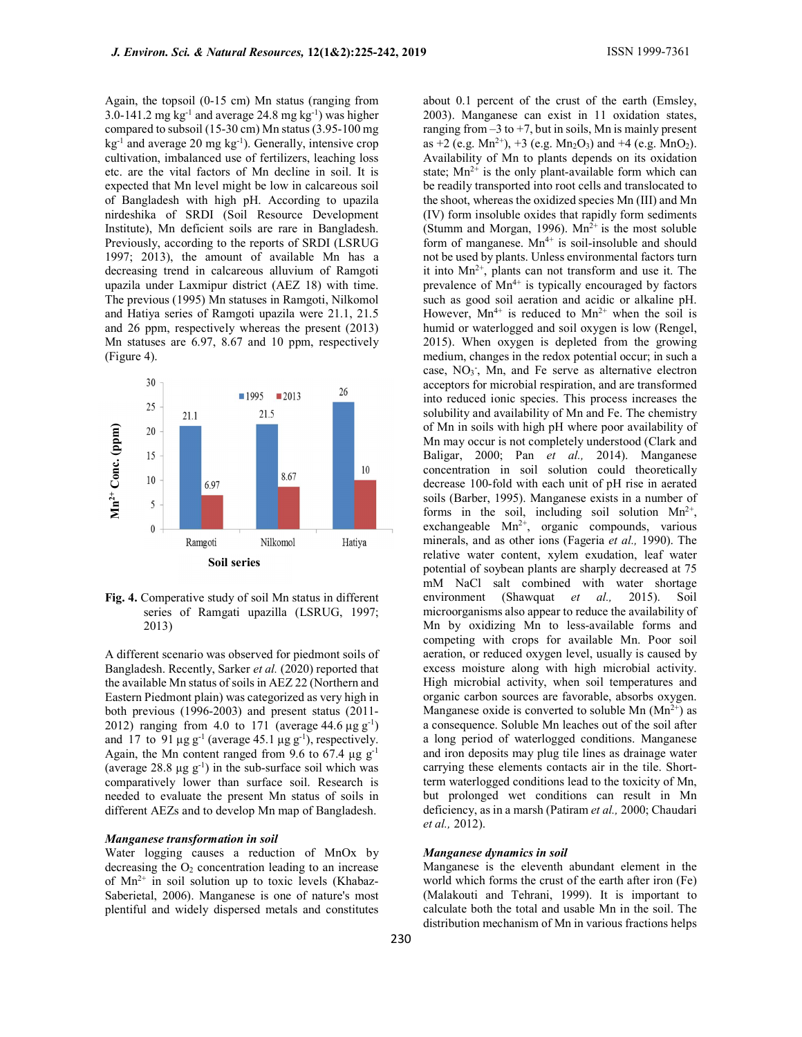Again, the topsoil (0-15 cm) Mn status (ranging from 3.0-141.2 mg $kg^{-1}$ and average 24.8 mg $kg^{-1}$) was higher compared to subsoil (15-30 cm) Mn status (3.95-100 mg $kg^{-1}$ and average 20 mg $kg^{-1}$). Generally, intensive crop cultivation, imbalanced use of fertilizers, leaching loss etc. are the vital factors of Mn decline in soil. It is expected that Mn level might be low in calcareous soil of Bangladesh with high pH. According to upazila nirdeshika of SRDI (Soil Resource Development Institute), Mn deficient soils are rare in Bangladesh. Previously, according to the reports of SRDI (LSRUG 1997; 2013), the amount of available Mn has a decreasing trend in calcareous alluvium of Ramgoti upazila under Laxmipur district (AEZ 18) with time. The previous (1995) Mn statuses in Ramgoti, Nilkomol and Hatiya series of Ramgoti upazila were 21.1, 21.5 and 26 ppm, respectively whereas the present (2013) Mn statuses are 6.97, 8.67 and 10 ppm, respectively (Figure 4).

| Soil series | 1995 ($Mn^{2+}$ Conc. (ppm)) | 2013 ($Mn^{2+}$ Conc. (ppm)) |
|---|---|---|
| Ramgoti | 21.1 | 6.97 |
| Nilkomol | 21.5 | 8.67 |
| Hatiya | 26 | 10 |

**Fig. 4.** Comperative study of soil Mn status in different series of Ramgati upazilla (LSRUG, 1997; 2013)

A different scenario was observed for piedmont soils of Bangladesh. Recently, Sarker *et al.* (2020) reported that the available Mn status of soils in AEZ 22 (Northern and Eastern Piedmont plain) was categorized as very high in both previous (1996-2003) and present status (2011-2012) ranging from 4.0 to 171 (average 44.6 µg $g^{-1}$) and 17 to 91 µg $g^{-1}$ (average 45.1 µg $g^{-1}$), respectively. Again, the Mn content ranged from 9.6 to 67.4 µg $g^{-1}$ (average 28.8 µg $g^{-1}$) in the sub-surface soil which was comparatively lower than surface soil. Research is needed to evaluate the present Mn status of soils in different AEZs and to develop Mn map of Bangladesh.

### *Manganese transformation in soil*

Water logging causes a reduction of MnOx by decreasing the $O_2$ concentration leading to an increase of $Mn^{2+}$ in soil solution up to toxic levels (Khabaz-Saberietal, 2006). Manganese is one of nature's most plentiful and widely dispersed metals and constitutes about 0.1 percent of the crust of the earth (Emsley, 2003). Manganese can exist in 11 oxidation states, ranging from –3 to +7, but in soils, Mn is mainly present as +2 (e.g. $Mn^{2+}$), +3 (e.g. $Mn_2O_3$) and +4 (e.g. $MnO_2$). Availability of Mn to plants depends on its oxidation state; $Mn^{2+}$ is the only plant-available form which can be readily transported into root cells and translocated to the shoot, whereas the oxidized species Mn (III) and Mn (IV) form insoluble oxides that rapidly form sediments (Stumm and Morgan, 1996). $Mn^{2+}$ is the most soluble form of manganese. $Mn^{4+}$ is soil-insoluble and should not be used by plants. Unless environmental factors turn it into $Mn^{2+}$, plants can not transform and use it. The prevalence of $Mn^{4+}$ is typically encouraged by factors such as good soil aeration and acidic or alkaline pH. However, $Mn^{4+}$ is reduced to $Mn^{2+}$ when the soil is humid or waterlogged and soil oxygen is low (Rengel, 2015). When oxygen is depleted from the growing medium, changes in the redox potential occur; in such a case, $NO_3^-$, Mn, and Fe serve as alternative electron acceptors for microbial respiration, and are transformed into reduced ionic species. This process increases the solubility and availability of Mn and Fe. The chemistry of Mn in soils with high pH where poor availability of Mn may occur is not completely understood (Clark and Baligar, 2000; Pan *et al.,* 2014). Manganese concentration in soil solution could theoretically decrease 100-fold with each unit of pH rise in aerated soils (Barber, 1995). Manganese exists in a number of forms in the soil, including soil solution $Mn^{2+}$, exchangeable $Mn^{2+}$, organic compounds, various minerals, and as other ions (Fageria *et al.,* 1990). The relative water content, xylem exudation, leaf water potential of soybean plants are sharply decreased at 75 mM NaCl salt combined with water shortage environment (Shawquat *et al.,* 2015). Soil microorganisms also appear to reduce the availability of Mn by oxidizing Mn to less-available forms and competing with crops for available Mn. Poor soil aeration, or reduced oxygen level, usually is caused by excess moisture along with high microbial activity. High microbial activity, when soil temperatures and organic carbon sources are favorable, absorbs oxygen. Manganese oxide is converted to soluble Mn ($Mn^{2+}$) as a consequence. Soluble Mn leaches out of the soil after a long period of waterlogged conditions. Manganese and iron deposits may plug tile lines as drainage water carrying these elements contacts air in the tile. Short-term waterlogged conditions lead to the toxicity of Mn, but prolonged wet conditions can result in Mn deficiency, as in a marsh (Patiram *et al.,* 2000; Chaudari *et al.,* 2012).

### *Manganese dynamics in soil*

Manganese is the eleventh abundant element in the world which forms the crust of the earth after iron (Fe) (Malakouti and Tehrani, 1999). It is important to calculate both the total and usable Mn in the soil. The distribution mechanism of Mn in various fractions helps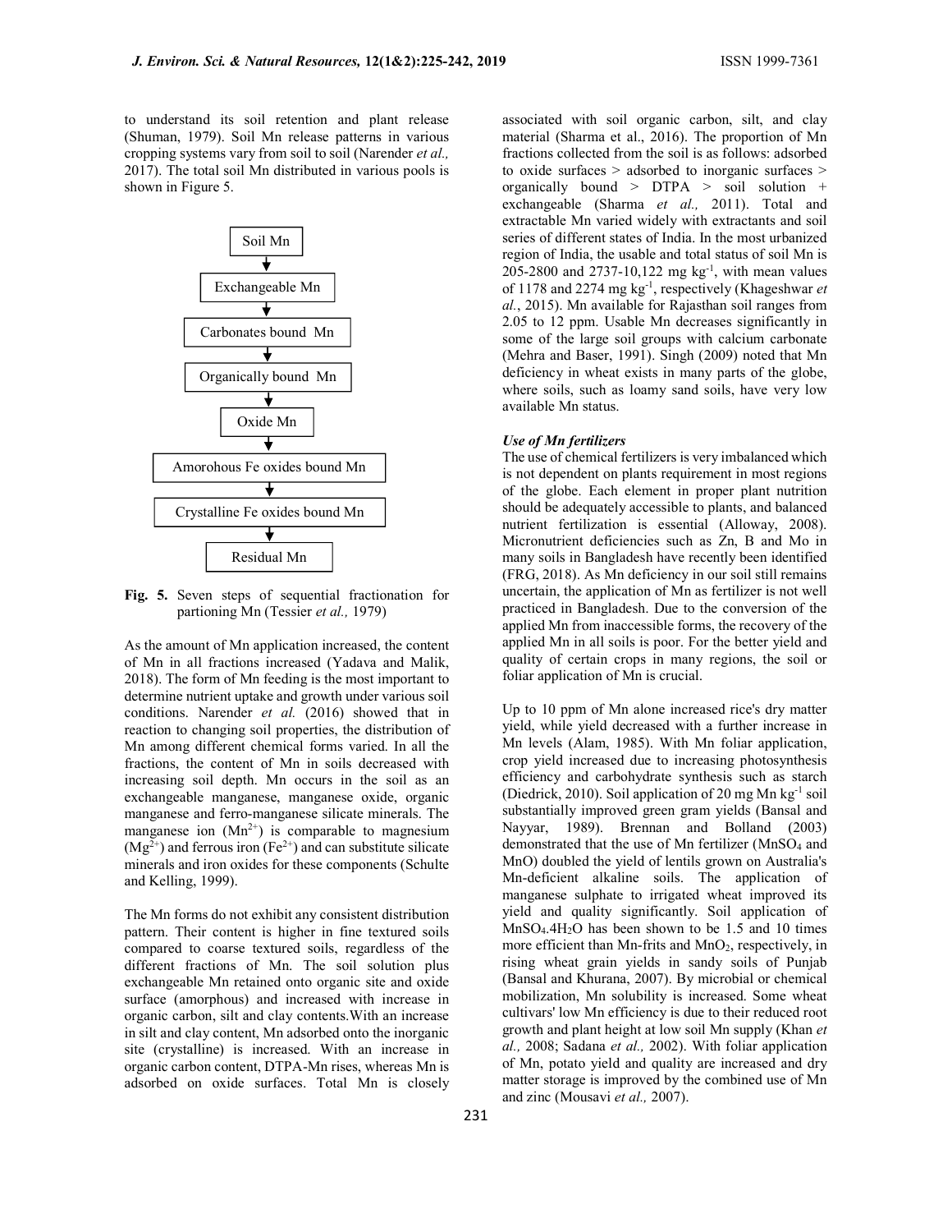to understand its soil retention and plant release (Shuman, 1979). Soil Mn release patterns in various cropping systems vary from soil to soil (Narender *et al.,* 2017). The total soil Mn distributed in various pools is shown in Figure 5.

Soil Mn → Exchangeable Mn → Carbonates bound Mn → Organically bound Mn → Oxide Mn → Amorohous Fe oxides bound Mn → Crystalline Fe oxides bound Mn → Residual Mn

**Fig. 5.** Seven steps of sequential fractionation for partioning Mn (Tessier *et al.,* 1979)

As the amount of Mn application increased, the content of Mn in all fractions increased (Yadava and Malik, 2018). The form of Mn feeding is the most important to determine nutrient uptake and growth under various soil conditions. Narender *et al.* (2016) showed that in reaction to changing soil properties, the distribution of Mn among different chemical forms varied. In all the fractions, the content of Mn in soils decreased with increasing soil depth. Mn occurs in the soil as an exchangeable manganese, manganese oxide, organic manganese and ferro-manganese silicate minerals. The manganese ion ($Mn^{2+}$) is comparable to magnesium ($Mg^{2+}$) and ferrous iron ($Fe^{2+}$) and can substitute silicate minerals and iron oxides for these components (Schulte and Kelling, 1999).

The Mn forms do not exhibit any consistent distribution pattern. Their content is higher in fine textured soils compared to coarse textured soils, regardless of the different fractions of Mn. The soil solution plus exchangeable Mn retained onto organic site and oxide surface (amorphous) and increased with increase in organic carbon, silt and clay contents.With an increase in silt and clay content, Mn adsorbed onto the inorganic site (crystalline) is increased. With an increase in organic carbon content, DTPA-Mn rises, whereas Mn is adsorbed on oxide surfaces. Total Mn is closely associated with soil organic carbon, silt, and clay material (Sharma et al., 2016). The proportion of Mn fractions collected from the soil is as follows: adsorbed to oxide surfaces > adsorbed to inorganic surfaces > organically bound > DTPA > soil solution + exchangeable (Sharma *et al.,* 2011). Total and extractable Mn varied widely with extractants and soil series of different states of India. In the most urbanized region of India, the usable and total status of soil Mn is 205-2800 and 2737-10,122 mg kg$^{-1}$, with mean values of 1178 and 2274 mg kg$^{-1}$, respectively (Khageshwar *et al.*, 2015). Mn available for Rajasthan soil ranges from 2.05 to 12 ppm. Usable Mn decreases significantly in some of the large soil groups with calcium carbonate (Mehra and Baser, 1991). Singh (2009) noted that Mn deficiency in wheat exists in many parts of the globe, where soils, such as loamy sand soils, have very low available Mn status.

### *Use of Mn fertilizers*

The use of chemical fertilizers is very imbalanced which is not dependent on plants requirement in most regions of the globe. Each element in proper plant nutrition should be adequately accessible to plants, and balanced nutrient fertilization is essential (Alloway, 2008). Micronutrient deficiencies such as Zn, B and Mo in many soils in Bangladesh have recently been identified (FRG, 2018). As Mn deficiency in our soil still remains uncertain, the application of Mn as fertilizer is not well practiced in Bangladesh. Due to the conversion of the applied Mn from inaccessible forms, the recovery of the applied Mn in all soils is poor. For the better yield and quality of certain crops in many regions, the soil or foliar application of Mn is crucial.

Up to 10 ppm of Mn alone increased rice's dry matter yield, while yield decreased with a further increase in Mn levels (Alam, 1985). With Mn foliar application, crop yield increased due to increasing photosynthesis efficiency and carbohydrate synthesis such as starch (Diedrick, 2010). Soil application of 20 mg Mn kg$^{-1}$ soil substantially improved green gram yields (Bansal and Nayyar, 1989). Brennan and Bolland (2003) demonstrated that the use of Mn fertilizer ($MnSO_4$ and MnO) doubled the yield of lentils grown on Australia's Mn-deficient alkaline soils. The application of manganese sulphate to irrigated wheat improved its yield and quality significantly. Soil application of $MnSO_4.4H_2O$ has been shown to be 1.5 and 10 times more efficient than Mn-frits and $MnO_2$, respectively, in rising wheat grain yields in sandy soils of Punjab (Bansal and Khurana, 2007). By microbial or chemical mobilization, Mn solubility is increased. Some wheat cultivars' low Mn efficiency is due to their reduced root growth and plant height at low soil Mn supply (Khan *et al.,* 2008; Sadana *et al.,* 2002). With foliar application of Mn, potato yield and quality are increased and dry matter storage is improved by the combined use of Mn and zinc (Mousavi *et al.,* 2007).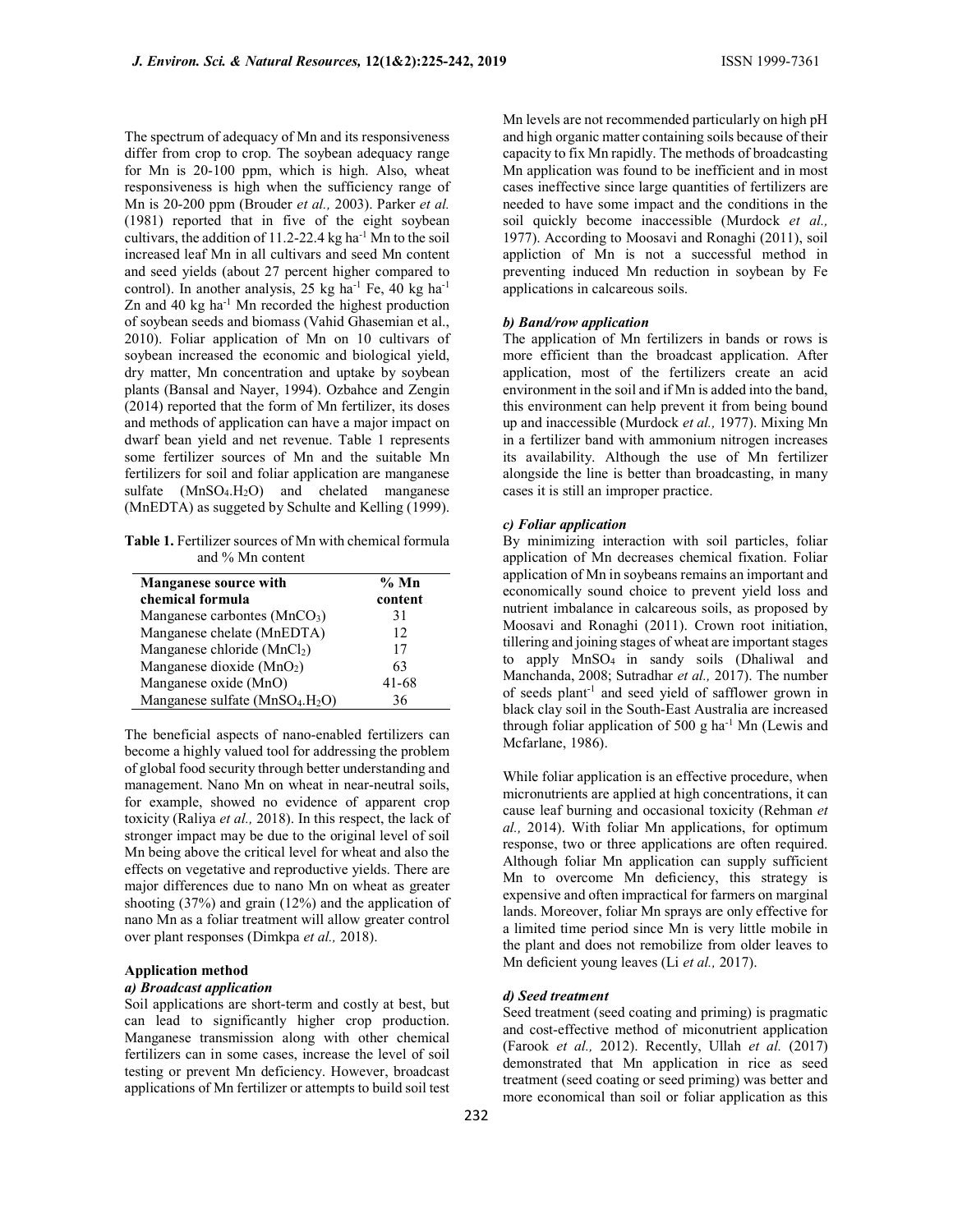The spectrum of adequacy of Mn and its responsiveness differ from crop to crop. The soybean adequacy range for Mn is 20-100 ppm, which is high. Also, wheat responsiveness is high when the sufficiency range of Mn is 20-200 ppm (Brouder *et al.,* 2003). Parker *et al.* (1981) reported that in five of the eight soybean cultivars, the addition of 11.2-22.4 kg $ha^{-1}$ Mn to the soil increased leaf Mn in all cultivars and seed Mn content and seed yields (about 27 percent higher compared to control). In another analysis, 25 kg $ha^{-1}$ Fe, 40 kg $ha^{-1}$ Zn and 40 kg $ha^{-1}$ Mn recorded the highest production of soybean seeds and biomass (Vahid Ghasemian et al., 2010). Foliar application of Mn on 10 cultivars of soybean increased the economic and biological yield, dry matter, Mn concentration and uptake by soybean plants (Bansal and Nayer, 1994). Ozbahce and Zengin (2014) reported that the form of Mn fertilizer, its doses and methods of application can have a major impact on dwarf bean yield and net revenue. Table 1 represents some fertilizer sources of Mn and the suitable Mn fertilizers for soil and foliar application are manganese sulfate ($MnSO_4.H_2O$) and chelated manganese (MnEDTA) as suggeted by Schulte and Kelling (1999).

**Table 1.** Fertilizer sources of Mn with chemical formula and % Mn content

| Manganese source with chemical formula | % Mn content |
|---|---|
| Manganese carbontes ($MnCO_3$) | 31 |
| Manganese chelate (MnEDTA) | 12 |
| Manganese chloride ($MnCl_2$) | 17 |
| Manganese dioxide ($MnO_2$) | 63 |
| Manganese oxide (MnO) | 41-68 |
| Manganese sulfate ($MnSO_4.H_2O$) | 36 |

The beneficial aspects of nano-enabled fertilizers can become a highly valued tool for addressing the problem of global food security through better understanding and management. Nano Mn on wheat in near-neutral soils, for example, showed no evidence of apparent crop toxicity (Raliya *et al.,* 2018). In this respect, the lack of stronger impact may be due to the original level of soil Mn being above the critical level for wheat and also the effects on vegetative and reproductive yields. There are major differences due to nano Mn on wheat as greater shooting (37%) and grain (12%) and the application of nano Mn as a foliar treatment will allow greater control over plant responses (Dimkpa *et al.,* 2018).

**Application method**

***a) Broadcast application***

Soil applications are short-term and costly at best, but can lead to significantly higher crop production. Manganese transmission along with other chemical fertilizers can in some cases, increase the level of soil testing or prevent Mn deficiency. However, broadcast applications of Mn fertilizer or attempts to build soil test Mn levels are not recommended particularly on high pH and high organic matter containing soils because of their capacity to fix Mn rapidly. The methods of broadcasting Mn application was found to be inefficient and in most cases ineffective since large quantities of fertilizers are needed to have some impact and the conditions in the soil quickly become inaccessible (Murdock *et al.,* 1977). According to Moosavi and Ronaghi (2011), soil appliction of Mn is not a successful method in preventing induced Mn reduction in soybean by Fe applications in calcareous soils.

***b) Band/row application***

The application of Mn fertilizers in bands or rows is more efficient than the broadcast application. After application, most of the fertilizers create an acid environment in the soil and if Mn is added into the band, this environment can help prevent it from being bound up and inaccessible (Murdock *et al.,* 1977). Mixing Mn in a fertilizer band with ammonium nitrogen increases its availability. Although the use of Mn fertilizer alongside the line is better than broadcasting, in many cases it is still an improper practice.

***c) Foliar application***

By minimizing interaction with soil particles, foliar application of Mn decreases chemical fixation. Foliar application of Mn in soybeans remains an important and economically sound choice to prevent yield loss and nutrient imbalance in calcareous soils, as proposed by Moosavi and Ronaghi (2011). Crown root initiation, tillering and joining stages of wheat are important stages to apply $MnSO_4$ in sandy soils (Dhaliwal and Manchanda, 2008; Sutradhar *et al.,* 2017). The number of seeds $plant^{-1}$ and seed yield of safflower grown in black clay soil in the South-East Australia are increased through foliar application of 500 g $ha^{-1}$ Mn (Lewis and Mcfarlane, 1986).

While foliar application is an effective procedure, when micronutrients are applied at high concentrations, it can cause leaf burning and occasional toxicity (Rehman *et al.,* 2014). With foliar Mn applications, for optimum response, two or three applications are often required. Although foliar Mn application can supply sufficient Mn to overcome Mn deficiency, this strategy is expensive and often impractical for farmers on marginal lands. Moreover, foliar Mn sprays are only effective for a limited time period since Mn is very little mobile in the plant and does not remobilize from older leaves to Mn deficient young leaves (Li *et al.,* 2017).

***d) Seed treatment***

Seed treatment (seed coating and priming) is pragmatic and cost-effective method of miconutrient application (Farook *et al.,* 2012). Recently, Ullah *et al.* (2017) demonstrated that Mn application in rice as seed treatment (seed coating or seed priming) was better and more economical than soil or foliar application as this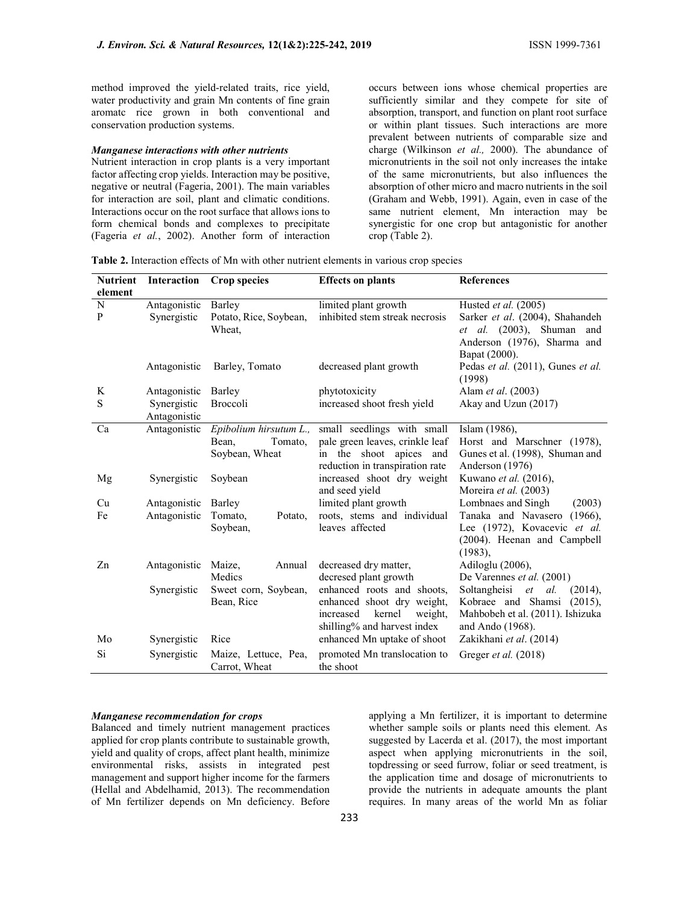method improved the yield-related traits, rice yield, water productivity and grain Mn contents of fine grain aromatc rice grown in both conventional and conservation production systems.

***Manganese interactions with other nutrients***

Nutrient interaction in crop plants is a very important factor affecting crop yields. Interaction may be positive, negative or neutral (Fageria, 2001). The main variables for interaction are soil, plant and climatic conditions. Interactions occur on the root surface that allows ions to form chemical bonds and complexes to precipitate (Fageria *et al.*, 2002). Another form of interaction occurs between ions whose chemical properties are sufficiently similar and they compete for site of absorption, transport, and function on plant root surface or within plant tissues. Such interactions are more prevalent between nutrients of comparable size and charge (Wilkinson *et al.,* 2000). The abundance of micronutrients in the soil not only increases the intake of the same micronutrients, but also influences the absorption of other micro and macro nutrients in the soil (Graham and Webb, 1991). Again, even in case of the same nutrient element, Mn interaction may be synergistic for one crop but antagonistic for another crop (Table 2).

**Table 2.** Interaction effects of Mn with other nutrient elements in various crop species

| Nutrient element | Interaction | Crop species | Effects on plants | References |
|---|---|---|---|---|
| N | Antagonistic | Barley | limited plant growth | Husted *et al.* (2005) |
| P | Synergistic | Potato, Rice, Soybean, Wheat, | inhibited stem streak necrosis | Sarker *et al*. (2004), Shahandeh *et al.* (2003), Shuman and Anderson (1976), Sharma and Bapat (2000). |
| | Antagonistic | Barley, Tomato | decreased plant growth | Pedas *et al.* (2011), Gunes *et al.* (1998) |
| K | Antagonistic | Barley | phytotoxicity | Alam *et al*. (2003) |
| S | Synergistic Antagonistic | Broccoli | increased shoot fresh yield | Akay and Uzun (2017) |
| Ca | Antagonistic | *Epibolium hirsutum L.,* Bean, Tomato, Soybean, Wheat | small seedlings with small pale green leaves, crinkle leaf in the shoot apices and reduction in transpiration rate | Islam (1986), Horst and Marschner (1978), Gunes et al. (1998), Shuman and Anderson (1976) |
| Mg | Synergistic | Soybean | increased shoot dry weight and seed yield | Kuwano *et al.* (2016), Moreira *et al.* (2003) |
| Cu | Antagonistic | Barley | limited plant growth | Lombnaes and Singh (2003) |
| Fe | Antagonistic | Tomato, Potato, Soybean, | roots, stems and individual leaves affected | Tanaka and Navasero (1966), Lee (1972), Kovacevic *et al.* (2004). Heenan and Campbell (1983), |
| Zn | Antagonistic | Maize, Annual Medics | decreased dry matter, decresed plant growth | Adiloglu (2006), De Varennes *et al.* (2001) |
| | Synergistic | Sweet corn, Soybean, Bean, Rice | enhanced roots and shoots, enhanced shoot dry weight, increased kernel weight, shilling% and harvest index | Soltangheisi *et al.* (2014), Kobraee and Shamsi (2015), Mahbobeh et al. (2011). Ishizuka and Ando (1968). |
| Mo | Synergistic | Rice | enhanced Mn uptake of shoot | Zakikhani *et al*. (2014) |
| Si | Synergistic | Maize, Lettuce, Pea, Carrot, Wheat | promoted Mn translocation to the shoot | Greger *et al.* (2018) |

***Manganese recommendation for crops***

Balanced and timely nutrient management practices applied for crop plants contribute to sustainable growth, yield and quality of crops, affect plant health, minimize environmental risks, assists in integrated pest management and support higher income for the farmers (Hellal and Abdelhamid, 2013). The recommendation of Mn fertilizer depends on Mn deficiency. Before applying a Mn fertilizer, it is important to determine whether sample soils or plants need this element. As suggested by Lacerda et al. (2017), the most important aspect when applying micronutrients in the soil, topdressing or seed furrow, foliar or seed treatment, is the application time and dosage of micronutrients to provide the nutrients in adequate amounts the plant requires. In many areas of the world Mn as foliar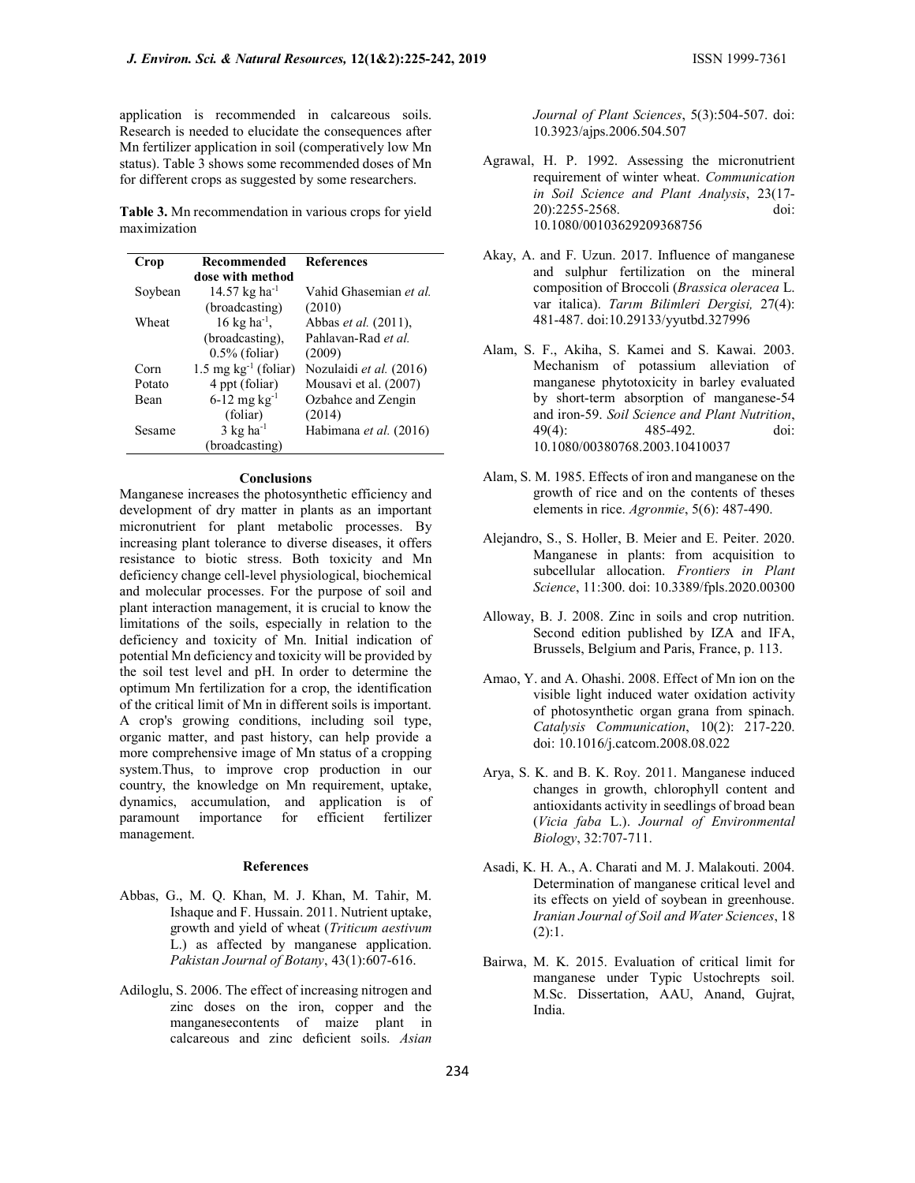application is recommended in calcareous soils. Research is needed to elucidate the consequences after Mn fertilizer application in soil (comperatively low Mn status). Table 3 shows some recommended doses of Mn for different crops as suggested by some researchers.

**Table 3.** Mn recommendation in various crops for yield maximization

| Crop | Recommended dose with method | References |
|---|---|---|
| Soybean | 14.57 kg $ha^{-1}$ (broadcasting) | Vahid Ghasemian *et al.* (2010) |
| Wheat | 16 kg $ha^{-1}$, (broadcasting), 0.5% (foliar) | Abbas *et al.* (2011), Pahlavan-Rad *et al.* (2009) |
| Corn | 1.5 mg $kg^{-1}$ (foliar) | Nozulaidi *et al.* (2016) |
| Potato | 4 ppt (foliar) | Mousavi et al. (2007) |
| Bean | 6-12 mg $kg^{-1}$ (foliar) | Ozbahce and Zengin (2014) |
| Sesame | 3 kg $ha^{-1}$ (broadcasting) | Habimana *et al.* (2016) |

## Conclusions

Manganese increases the photosynthetic efficiency and development of dry matter in plants as an important micronutrient for plant metabolic processes. By increasing plant tolerance to diverse diseases, it offers resistance to biotic stress. Both toxicity and Mn deficiency change cell-level physiological, biochemical and molecular processes. For the purpose of soil and plant interaction management, it is crucial to know the limitations of the soils, especially in relation to the deficiency and toxicity of Mn. Initial indication of potential Mn deficiency and toxicity will be provided by the soil test level and pH. In order to determine the optimum Mn fertilization for a crop, the identification of the critical limit of Mn in different soils is important. A crop's growing conditions, including soil type, organic matter, and past history, can help provide a more comprehensive image of Mn status of a cropping system.Thus, to improve crop production in our country, the knowledge on Mn requirement, uptake, dynamics, accumulation, and application is of paramount importance for efficient fertilizer management.

## References

Abbas, G., M. Q. Khan, M. J. Khan, M. Tahir, M. Ishaque and F. Hussain. 2011. Nutrient uptake, growth and yield of wheat (*Triticum aestivum* L.) as affected by manganese application. *Pakistan Journal of Botany*, 43(1):607-616.

Adiloglu, S. 2006. The effect of increasing nitrogen and zinc doses on the iron, copper and the manganesecontents of maize plant in calcareous and zinc deficient soils. *Asian Journal of Plant Sciences*, 5(3):504-507. doi: 10.3923/ajps.2006.504.507

Agrawal, H. P. 1992. Assessing the micronutrient requirement of winter wheat. *Communication in Soil Science and Plant Analysis*, 23(17-20):2255-2568. doi: 10.1080/00103629209368756

Akay, A. and F. Uzun. 2017. Influence of manganese and sulphur fertilization on the mineral composition of Broccoli (*Brassica oleracea* L. var italica). *Tarım Bilimleri Dergisi,* 27(4): 481-487. doi:10.29133/yyutbd.327996

Alam, S. F., Akiha, S. Kamei and S. Kawai. 2003. Mechanism of potassium alleviation of manganese phytotoxicity in barley evaluated by short-term absorption of manganese-54 and iron-59. *Soil Science and Plant Nutrition*, 49(4): 485-492. doi: 10.1080/00380768.2003.10410037

Alam, S. M. 1985. Effects of iron and manganese on the growth of rice and on the contents of theses elements in rice. *Agronmie*, 5(6): 487-490.

Alejandro, S., S. Holler, B. Meier and E. Peiter. 2020. Manganese in plants: from acquisition to subcellular allocation. *Frontiers in Plant Science*, 11:300. doi: 10.3389/fpls.2020.00300

Alloway, B. J. 2008. Zinc in soils and crop nutrition. Second edition published by IZA and IFA, Brussels, Belgium and Paris, France, p. 113.

Amao, Y. and A. Ohashi. 2008. Effect of Mn ion on the visible light induced water oxidation activity of photosynthetic organ grana from spinach. *Catalysis Communication*, 10(2): 217-220. doi: 10.1016/j.catcom.2008.08.022

Arya, S. K. and B. K. Roy. 2011. Manganese induced changes in growth, chlorophyll content and antioxidants activity in seedlings of broad bean (*Vicia faba* L.). *Journal of Environmental Biology*, 32:707-711.

Asadi, K. H. A., A. Charati and M. J. Malakouti. 2004. Determination of manganese critical level and its effects on yield of soybean in greenhouse. *Iranian Journal of Soil and Water Sciences*, 18 (2):1.

Bairwa, M. K. 2015. Evaluation of critical limit for manganese under Typic Ustochrepts soil. M.Sc. Dissertation, AAU, Anand, Gujrat, India.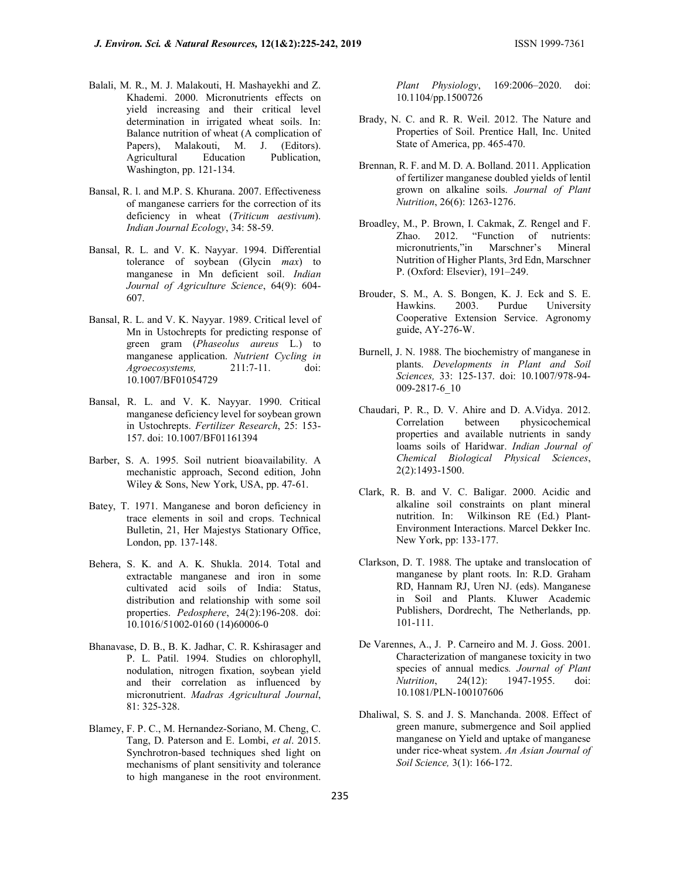Balali, M. R., M. J. Malakouti, H. Mashayekhi and Z. Khademi. 2000. Micronutrients effects on yield increasing and their critical level determination in irrigated wheat soils. In: Balance nutrition of wheat (A complication of Papers), Malakouti, M. J. (Editors). Agricultural Education Publication, Washington, pp. 121-134.

Bansal, R. l. and M.P. S. Khurana. 2007. Effectiveness of manganese carriers for the correction of its deficiency in wheat (*Triticum aestivum*). *Indian Journal Ecology*, 34: 58-59.

Bansal, R. L. and V. K. Nayyar. 1994. Differential tolerance of soybean (Glycin *max*) to manganese in Mn deficient soil. *Indian Journal of Agriculture Science*, 64(9): 604-607.

Bansal, R. L. and V. K. Nayyar. 1989. Critical level of Mn in Ustochrepts for predicting response of green gram (*Phaseolus aureus* L.) to manganese application. *Nutrient Cycling in Agroecosystems,* 211:7-11. doi: 10.1007/BF01054729

Bansal, R. L. and V. K. Nayyar. 1990. Critical manganese deficiency level for soybean grown in Ustochrepts. *Fertilizer Research*, 25: 153-157. doi: 10.1007/BF01161394

Barber, S. A. 1995. Soil nutrient bioavailability. A mechanistic approach, Second edition, John Wiley & Sons, New York, USA, pp. 47-61.

Batey, T. 1971. Manganese and boron deficiency in trace elements in soil and crops. Technical Bulletin, 21, Her Majestys Stationary Office, London, pp. 137-148.

Behera, S. K. and A. K. Shukla. 2014. Total and extractable manganese and iron in some cultivated acid soils of India: Status, distribution and relationship with some soil properties. *Pedosphere*, 24(2):196-208. doi: 10.1016/51002-0160 (14)60006-0

Bhanavase, D. B., B. K. Jadhar, C. R. Kshirasager and P. L. Patil. 1994. Studies on chlorophyll, nodulation, nitrogen fixation, soybean yield and their correlation as influenced by micronutrient. *Madras Agricultural Journal*, 81: 325-328.

Blamey, F. P. C., M. Hernandez-Soriano, M. Cheng, C. Tang, D. Paterson and E. Lombi, *et al*. 2015. Synchrotron-based techniques shed light on mechanisms of plant sensitivity and tolerance to high manganese in the root environment. *Plant Physiology*, 169:2006–2020. doi: 10.1104/pp.1500726

Brady, N. C. and R. R. Weil. 2012. The Nature and Properties of Soil. Prentice Hall, Inc. United State of America, pp. 465-470.

Brennan, R. F. and M. D. A. Bolland. 2011. Application of fertilizer manganese doubled yields of lentil grown on alkaline soils. *Journal of Plant Nutrition*, 26(6): 1263-1276.

Broadley, M., P. Brown, I. Cakmak, Z. Rengel and F. Zhao. 2012. "Function of nutrients: micronutrients,"in Marschner's Mineral Nutrition of Higher Plants, 3rd Edn, Marschner P. (Oxford: Elsevier), 191–249.

Brouder, S. M., A. S. Bongen, K. J. Eck and S. E. Hawkins. 2003. Purdue University Cooperative Extension Service. Agronomy guide, AY-276-W.

Burnell, J. N. 1988. The biochemistry of manganese in plants. *Developments in Plant and Soil Sciences,* 33: 125-137. doi: 10.1007/978-94-009-2817-6_10

Chaudari, P. R., D. V. Ahire and D. A.Vidya. 2012. Correlation between physicochemical properties and available nutrients in sandy loams soils of Haridwar. *Indian Journal of Chemical Biological Physical Sciences*, 2(2):1493-1500.

Clark, R. B. and V. C. Baligar. 2000. Acidic and alkaline soil constraints on plant mineral nutrition. In: Wilkinson RE (Ed.) Plant-Environment Interactions. Marcel Dekker Inc. New York, pp: 133-177.

Clarkson, D. T. 1988. The uptake and translocation of manganese by plant roots. In: R.D. Graham RD, Hannam RJ, Uren NJ. (eds). Manganese in Soil and Plants. Kluwer Academic Publishers, Dordrecht, The Netherlands, pp. 101-111.

De Varennes, A., J. P. Carneiro and M. J. Goss. 2001. Characterization of manganese toxicity in two species of annual medics*. Journal of Plant Nutrition*, 24(12): 1947-1955. doi: 10.1081/PLN-100107606

Dhaliwal, S. S. and J. S. Manchanda. 2008. Effect of green manure, submergence and Soil applied manganese on Yield and uptake of manganese under rice-wheat system. *An Asian Journal of Soil Science,* 3(1): 166-172.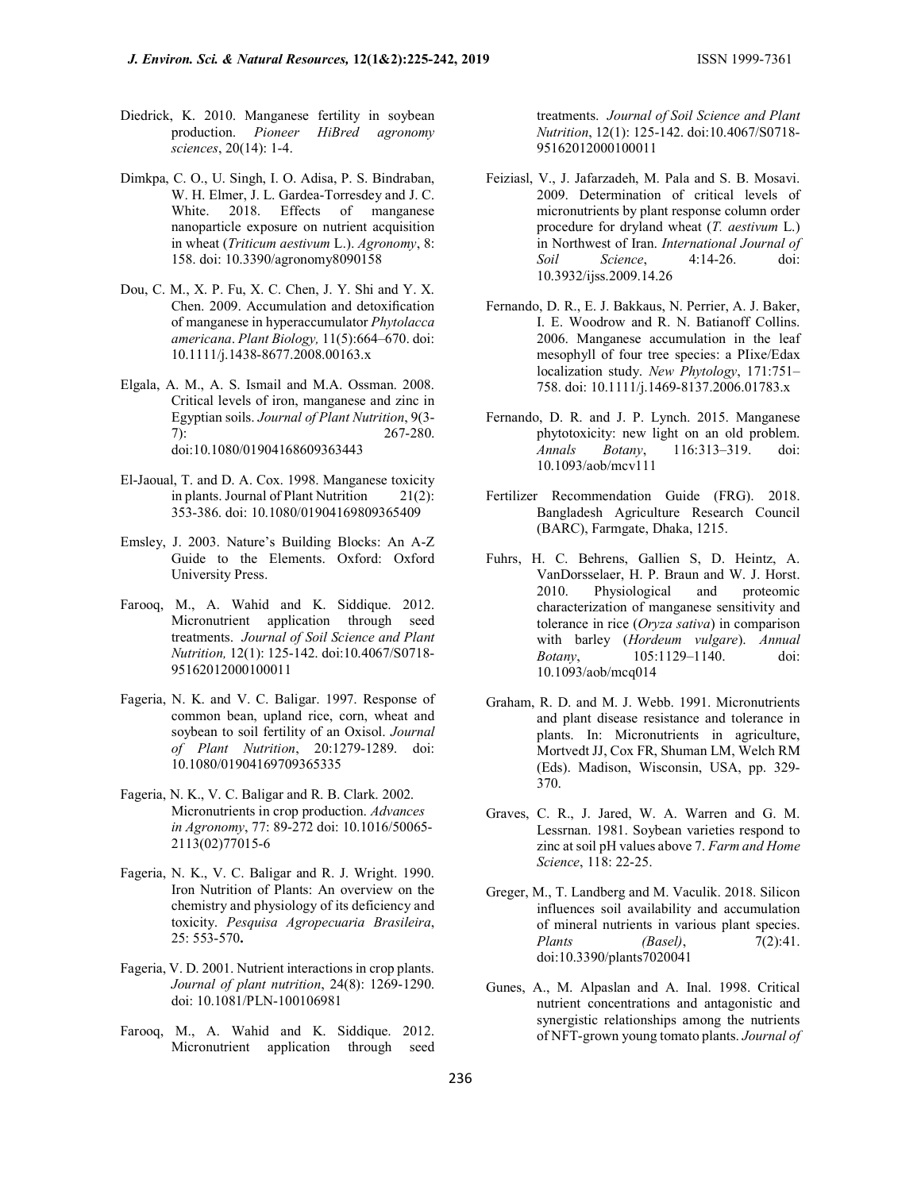Diedrick, K. 2010. Manganese fertility in soybean production. *Pioneer HiBred agronomy sciences*, 20(14): 1-4.

Dimkpa, C. O., U. Singh, I. O. Adisa, P. S. Bindraban, W. H. Elmer, J. L. Gardea-Torresdey and J. C. White. 2018. Effects of manganese nanoparticle exposure on nutrient acquisition in wheat (*Triticum aestivum* L.). *Agronomy*, 8: 158. doi: 10.3390/agronomy8090158

Dou, C. M., X. P. Fu, X. C. Chen, J. Y. Shi and Y. X. Chen. 2009. Accumulation and detoxification of manganese in hyperaccumulator *Phytolacca americana*. *Plant Biology,* 11(5):664–670. doi: 10.1111/j.1438-8677.2008.00163.x

Elgala, A. M., A. S. Ismail and M.A. Ossman. 2008. Critical levels of iron, manganese and zinc in Egyptian soils. *Journal of Plant Nutrition*, 9(3-7): 267-280. doi:10.1080/01904168609363443

El-Jaoual, T. and D. A. Cox. 1998. Manganese toxicity in plants. Journal of Plant Nutrition 21(2): 353-386. doi: 10.1080/01904169809365409

Emsley, J. 2003. Nature's Building Blocks: An A-Z Guide to the Elements. Oxford: Oxford University Press.

Farooq, M., A. Wahid and K. Siddique. 2012. Micronutrient application through seed treatments. *Journal of Soil Science and Plant Nutrition,* 12(1): 125-142. doi:10.4067/S0718-95162012000100011

Fageria, N. K. and V. C. Baligar. 1997. Response of common bean, upland rice, corn, wheat and soybean to soil fertility of an Oxisol. *Journal of Plant Nutrition*, 20:1279-1289. doi: 10.1080/01904169709365335

Fageria, N. K., V. C. Baligar and R. B. Clark. 2002. Micronutrients in crop production. *Advances in Agronomy*, 77: 89-272 doi: 10.1016/50065-2113(02)77015-6

Fageria, N. K., V. C. Baligar and R. J. Wright. 1990. Iron Nutrition of Plants: An overview on the chemistry and physiology of its deficiency and toxicity. *Pesquisa Agropecuaria Brasileira*, 25: 553-570**.**

Fageria, V. D. 2001. Nutrient interactions in crop plants. *Journal of plant nutrition*, 24(8): 1269-1290. doi: 10.1081/PLN-100106981

Farooq, M., A. Wahid and K. Siddique. 2012. Micronutrient application through seed treatments. *Journal of Soil Science and Plant Nutrition*, 12(1): 125-142. doi:10.4067/S0718-95162012000100011

Feiziasl, V., J. Jafarzadeh, M. Pala and S. B. Mosavi. 2009. Determination of critical levels of micronutrients by plant response column order procedure for dryland wheat (*T. aestivum* L.) in Northwest of Iran. *International Journal of Soil Science*, 4:14-26. doi: 10.3932/ijss.2009.14.26

Fernando, D. R., E. J. Bakkaus, N. Perrier, A. J. Baker, I. E. Woodrow and R. N. Batianoff Collins. 2006. Manganese accumulation in the leaf mesophyll of four tree species: a PIixe/Edax localization study. *New Phytology*, 171:751–758. doi: 10.1111/j.1469-8137.2006.01783.x

Fernando, D. R. and J. P. Lynch. 2015. Manganese phytotoxicity: new light on an old problem. *Annals Botany*, 116:313–319. doi: 10.1093/aob/mcv111

Fertilizer Recommendation Guide (FRG). 2018. Bangladesh Agriculture Research Council (BARC), Farmgate, Dhaka, 1215.

Fuhrs, H. C. Behrens, Gallien S, D. Heintz, A. VanDorsselaer, H. P. Braun and W. J. Horst. 2010. Physiological and proteomic characterization of manganese sensitivity and tolerance in rice (*Oryza sativa*) in comparison with barley (*Hordeum vulgare*). *Annual Botany*, 105:1129–1140. doi: 10.1093/aob/mcq014

Graham, R. D. and M. J. Webb. 1991. Micronutrients and plant disease resistance and tolerance in plants. In: Micronutrients in agriculture, Mortvedt JJ, Cox FR, Shuman LM, Welch RM (Eds). Madison, Wisconsin, USA, pp. 329-370.

Graves, C. R., J. Jared, W. A. Warren and G. M. Lessrnan. 1981. Soybean varieties respond to zinc at soil pH values above 7. *Farm and Home Science*, 118: 22-25.

Greger, M., T. Landberg and M. Vaculik. 2018. Silicon influences soil availability and accumulation of mineral nutrients in various plant species. *Plants (Basel)*, 7(2):41. doi:10.3390/plants7020041

Gunes, A., M. Alpaslan and A. Inal. 1998. Critical nutrient concentrations and antagonistic and synergistic relationships among the nutrients of NFT-grown young tomato plants. *Journal of*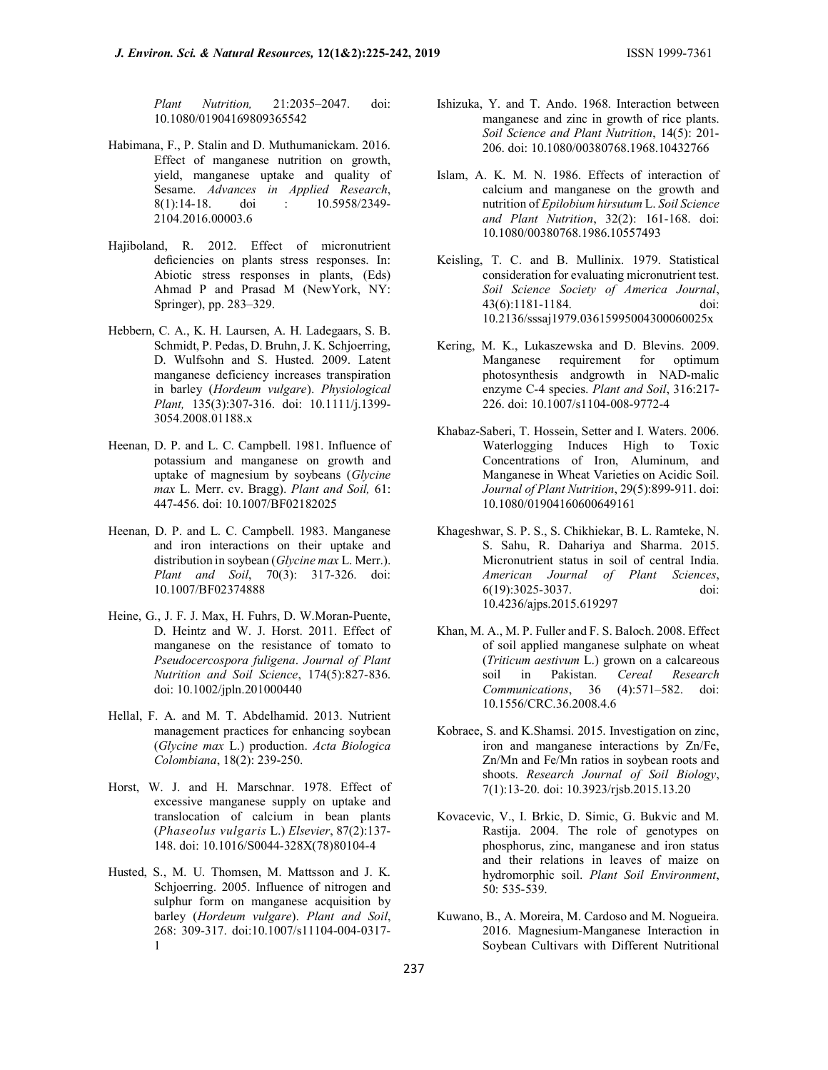*Plant Nutrition,* 21:2035–2047. doi: 10.1080/01904169809365542

Habimana, F., P. Stalin and D. Muthumanickam. 2016. Effect of manganese nutrition on growth, yield, manganese uptake and quality of Sesame. *Advances in Applied Research*, 8(1):14-18. doi : 10.5958/2349-2104.2016.00003.6

Hajiboland, R. 2012. Effect of micronutrient deficiencies on plants stress responses. In: Abiotic stress responses in plants, (Eds) Ahmad P and Prasad M (NewYork, NY: Springer), pp. 283–329.

Hebbern, C. A., K. H. Laursen, A. H. Ladegaars, S. B. Schmidt, P. Pedas, D. Bruhn, J. K. Schjoerring, D. Wulfsohn and S. Husted. 2009. Latent manganese deficiency increases transpiration in barley (*Hordeum vulgare*). *Physiological Plant,* 135(3):307-316. doi: 10.1111/j.1399-3054.2008.01188.x

Heenan, D. P. and L. C. Campbell. 1981. Influence of potassium and manganese on growth and uptake of magnesium by soybeans (*Glycine max* L. Merr. cv. Bragg). *Plant and Soil,* 61: 447-456. doi: 10.1007/BF02182025

Heenan, D. P. and L. C. Campbell. 1983. Manganese and iron interactions on their uptake and distribution in soybean (*Glycine max* L. Merr.). *Plant and Soil*, 70(3): 317-326. doi: 10.1007/BF02374888

Heine, G., J. F. J. Max, H. Fuhrs, D. W.Moran-Puente, D. Heintz and W. J. Horst. 2011. Effect of manganese on the resistance of tomato to *Pseudocercospora fuligena*. *Journal of Plant Nutrition and Soil Science*, 174(5):827-836. doi: 10.1002/jpln.201000440

Hellal, F. A. and M. T. Abdelhamid. 2013. Nutrient management practices for enhancing soybean (*Glycine max* L.) production. *Acta Biologica Colombiana*, 18(2): 239-250.

Horst, W. J. and H. Marschnar. 1978. Effect of excessive manganese supply on uptake and translocation of calcium in bean plants (*Phaseolus vulgaris* L.) *Elsevier*, 87(2):137-148. doi: 10.1016/S0044-328X(78)80104-4

Husted, S., M. U. Thomsen, M. Mattsson and J. K. Schjoerring. 2005. Influence of nitrogen and sulphur form on manganese acquisition by barley (*Hordeum vulgare*). *Plant and Soil*, 268: 309-317. doi:10.1007/s11104-004-0317-1

Ishizuka, Y. and T. Ando. 1968. Interaction between manganese and zinc in growth of rice plants. *Soil Science and Plant Nutrition*, 14(5): 201-206. doi: 10.1080/00380768.1968.10432766

Islam, A. K. M. N. 1986. Effects of interaction of calcium and manganese on the growth and nutrition of *Epilobium hirsutum* L. *Soil Science and Plant Nutrition*, 32(2): 161-168. doi: 10.1080/00380768.1986.10557493

Keisling, T. C. and B. Mullinix. 1979. Statistical consideration for evaluating micronutrient test. *Soil Science Society of America Journal*, 43(6):1181-1184. doi: 10.2136/sssaj1979.03615995004300060025x

Kering, M. K., Lukaszewska and D. Blevins. 2009. Manganese requirement for optimum photosynthesis andgrowth in NAD-malic enzyme C-4 species. *Plant and Soil*, 316:217-226. doi: 10.1007/s1104-008-9772-4

Khabaz-Saberi, T. Hossein, Setter and I. Waters. 2006. Waterlogging Induces High to Toxic Concentrations of Iron, Aluminum, and Manganese in Wheat Varieties on Acidic Soil. *Journal of Plant Nutrition*, 29(5):899-911. doi: 10.1080/01904160600649161

Khageshwar, S. P. S., S. Chikhiekar, B. L. Ramteke, N. S. Sahu, R. Dahariya and Sharma. 2015. Micronutrient status in soil of central India. *American Journal of Plant Sciences*, 6(19):3025-3037. doi: 10.4236/ajps.2015.619297

Khan, M. A., M. P. Fuller and F. S. Baloch. 2008. Effect of soil applied manganese sulphate on wheat (*Triticum aestivum* L.) grown on a calcareous soil in Pakistan. *Cereal Research Communications*, 36 (4):571–582. doi: 10.1556/CRC.36.2008.4.6

Kobraee, S. and K.Shamsi. 2015. Investigation on zinc, iron and manganese interactions by Zn/Fe, Zn/Mn and Fe/Mn ratios in soybean roots and shoots. *Research Journal of Soil Biology*, 7(1):13-20. doi: 10.3923/rjsb.2015.13.20

Kovacevic, V., I. Brkic, D. Simic, G. Bukvic and M. Rastija. 2004. The role of genotypes on phosphorus, zinc, manganese and iron status and their relations in leaves of maize on hydromorphic soil. *Plant Soil Environment*, 50: 535-539.

Kuwano, B., A. Moreira, M. Cardoso and M. Nogueira. 2016. Magnesium-Manganese Interaction in Soybean Cultivars with Different Nutritional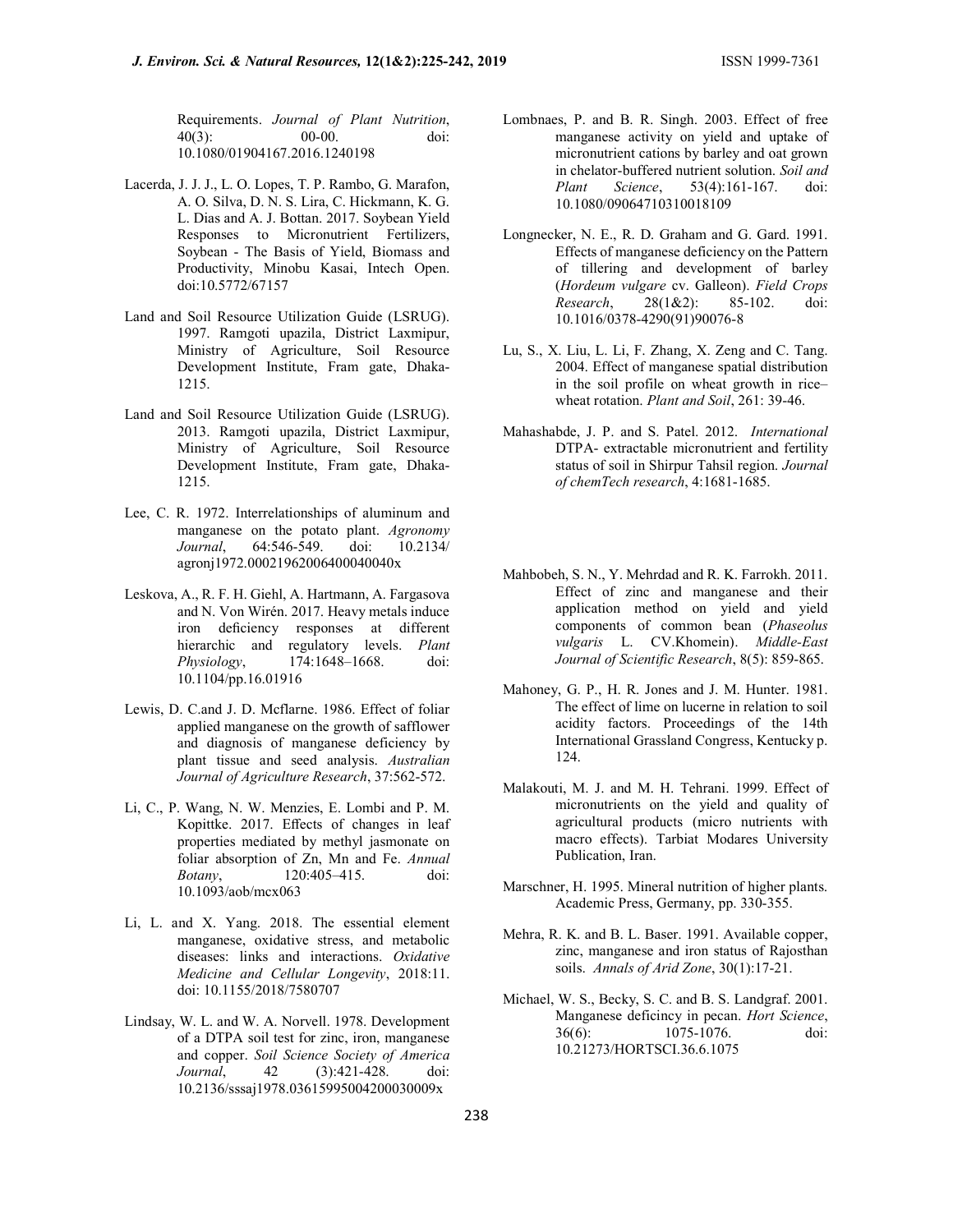Requirements. *Journal of Plant Nutrition*, 40(3): 00-00. doi: 10.1080/01904167.2016.1240198

Lacerda, J. J. J., L. O. Lopes, T. P. Rambo, G. Marafon, A. O. Silva, D. N. S. Lira, C. Hickmann, K. G. L. Dias and A. J. Bottan. 2017. Soybean Yield Responses to Micronutrient Fertilizers, Soybean - The Basis of Yield, Biomass and Productivity, Minobu Kasai, Intech Open. doi:10.5772/67157

Land and Soil Resource Utilization Guide (LSRUG). 1997. Ramgoti upazila, District Laxmipur, Ministry of Agriculture, Soil Resource Development Institute, Fram gate, Dhaka-1215.

Land and Soil Resource Utilization Guide (LSRUG). 2013. Ramgoti upazila, District Laxmipur, Ministry of Agriculture, Soil Resource Development Institute, Fram gate, Dhaka-1215.

Lee, C. R. 1972. Interrelationships of aluminum and manganese on the potato plant. *Agronomy Journal*, 64:546-549. doi: 10.2134/agronj1972.00021962006400040040x

Leskova, A., R. F. H. Giehl, A. Hartmann, A. Fargasova and N. Von Wirén. 2017. Heavy metals induce iron deficiency responses at different hierarchic and regulatory levels. *Plant Physiology*, 174:1648–1668. doi: 10.1104/pp.16.01916

Lewis, D. C.and J. D. Mcflarne. 1986. Effect of foliar applied manganese on the growth of safflower and diagnosis of manganese deficiency by plant tissue and seed analysis. *Australian Journal of Agriculture Research*, 37:562-572.

Li, C., P. Wang, N. W. Menzies, E. Lombi and P. M. Kopittke. 2017. Effects of changes in leaf properties mediated by methyl jasmonate on foliar absorption of Zn, Mn and Fe. *Annual Botany*, 120:405–415. doi: 10.1093/aob/mcx063

Li, L. and X. Yang. 2018. The essential element manganese, oxidative stress, and metabolic diseases: links and interactions. *Oxidative Medicine and Cellular Longevity*, 2018:11. doi: 10.1155/2018/7580707

Lindsay, W. L. and W. A. Norvell. 1978. Development of a DTPA soil test for zinc, iron, manganese and copper. *Soil Science Society of America Journal*, 42 (3):421-428. doi: 10.2136/sssaj1978.03615995004200030009x

Lombnaes, P. and B. R. Singh. 2003. Effect of free manganese activity on yield and uptake of micronutrient cations by barley and oat grown in chelator-buffered nutrient solution. *Soil and Plant Science*, 53(4):161-167. doi: 10.1080/09064710310018109

Longnecker, N. E., R. D. Graham and G. Gard. 1991. Effects of manganese deficiency on the Pattern of tillering and development of barley (*Hordeum vulgare* cv. Galleon). *Field Crops Research*, 28(1&2): 85-102. doi: 10.1016/0378-4290(91)90076-8

Lu, S., X. Liu, L. Li, F. Zhang, X. Zeng and C. Tang. 2004. Effect of manganese spatial distribution in the soil profile on wheat growth in rice–wheat rotation. *Plant and Soil*, 261: 39-46.

Mahashabde, J. P. and S. Patel. 2012. *International* DTPA- extractable micronutrient and fertility status of soil in Shirpur Tahsil region. *Journal of chemTech research*, 4:1681-1685.

Mahbobeh, S. N., Y. Mehrdad and R. K. Farrokh. 2011. Effect of zinc and manganese and their application method on yield and yield components of common bean (*Phaseolus vulgaris* L. CV.Khomein). *Middle-East Journal of Scientific Research*, 8(5): 859-865.

Mahoney, G. P., H. R. Jones and J. M. Hunter. 1981. The effect of lime on lucerne in relation to soil acidity factors. Proceedings of the 14th International Grassland Congress, Kentucky p. 124.

Malakouti, M. J. and M. H. Tehrani. 1999. Effect of micronutrients on the yield and quality of agricultural products (micro nutrients with macro effects). Tarbiat Modares University Publication, Iran.

Marschner, H. 1995. Mineral nutrition of higher plants. Academic Press, Germany, pp. 330-355.

Mehra, R. K. and B. L. Baser. 1991. Available copper, zinc, manganese and iron status of Rajosthan soils. *Annals of Arid Zone*, 30(1):17-21.

Michael, W. S., Becky, S. C. and B. S. Landgraf. 2001. Manganese deficincy in pecan. *Hort Science*, 36(6): 1075-1076. doi: 10.21273/HORTSCI.36.6.1075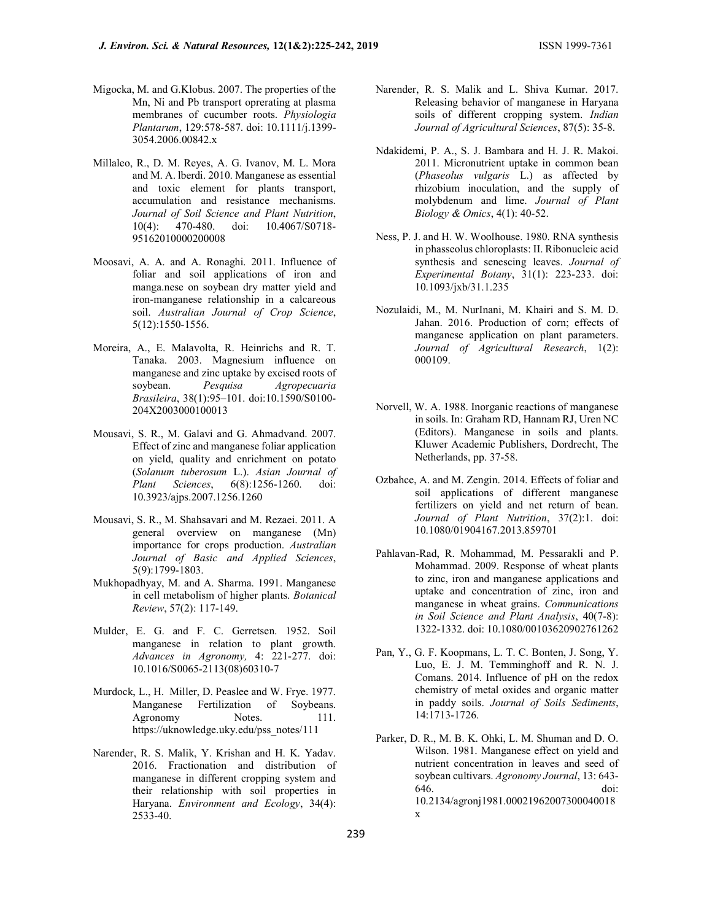Migocka, M. and G.Klobus. 2007. The properties of the Mn, Ni and Pb transport oprerating at plasma membranes of cucumber roots. *Physiologia Plantarum*, 129:578-587. doi: 10.1111/j.1399-3054.2006.00842.x

Millaleo, R., D. M. Reyes, A. G. Ivanov, M. L. Mora and M. A. lberdi. 2010. Manganese as essential and toxic element for plants transport, accumulation and resistance mechanisms. *Journal of Soil Science and Plant Nutrition*, 10(4): 470-480. doi: 10.4067/S0718-95162010000200008

Moosavi, A. A. and A. Ronaghi. 2011. Influence of foliar and soil applications of iron and manga.nese on soybean dry matter yield and iron-manganese relationship in a calcareous soil. *Australian Journal of Crop Science*, 5(12):1550-1556.

Moreira, A., E. Malavolta, R. Heinrichs and R. T. Tanaka. 2003. Magnesium influence on manganese and zinc uptake by excised roots of soybean. *Pesquisa Agropecuaria Brasileira*, 38(1):95–101. doi:10.1590/S0100-204X2003000100013

Mousavi, S. R., M. Galavi and G. Ahmadvand. 2007. Effect of zinc and manganese foliar application on yield, quality and enrichment on potato (*Solanum tuberosum* L.). *Asian Journal of Plant Sciences*, 6(8):1256-1260. doi: 10.3923/ajps.2007.1256.1260

Mousavi, S. R., M. Shahsavari and M. Rezaei. 2011. A general overview on manganese (Mn) importance for crops production. *Australian Journal of Basic and Applied Sciences*, 5(9):1799-1803.

Mukhopadhyay, M. and A. Sharma. 1991. Manganese in cell metabolism of higher plants. *Botanical Review*, 57(2): 117-149.

Mulder, E. G. and F. C. Gerretsen. 1952. Soil manganese in relation to plant growth. *Advances in Agronomy,* 4: 221-277. doi: 10.1016/S0065-2113(08)60310-7

Murdock, L., H. Miller, D. Peaslee and W. Frye. 1977. Manganese Fertilization of Soybeans. Agronomy Notes. 111. https://uknowledge.uky.edu/pss_notes/111

Narender, R. S. Malik, Y. Krishan and H. K. Yadav. 2016. Fractionation and distribution of manganese in different cropping system and their relationship with soil properties in Haryana. *Environment and Ecology*, 34(4): 2533-40.

Narender, R. S. Malik and L. Shiva Kumar. 2017. Releasing behavior of manganese in Haryana soils of different cropping system. *Indian Journal of Agricultural Sciences*, 87(5): 35-8.

Ndakidemi, P. A., S. J. Bambara and H. J. R. Makoi. 2011. Micronutrient uptake in common bean (*Phaseolus vulgaris* L.) as affected by rhizobium inoculation, and the supply of molybdenum and lime. *Journal of Plant Biology & Omics*, 4(1): 40-52.

Ness, P. J. and H. W. Woolhouse. 1980. RNA synthesis in phasseolus chloroplasts: II. Ribonucleic acid synthesis and senescing leaves. *Journal of Experimental Botany*, 31(1): 223-233. doi: 10.1093/jxb/31.1.235

Nozulaidi, M., M. NurInani, M. Khairi and S. M. D. Jahan. 2016. Production of corn; effects of manganese application on plant parameters. *Journal of Agricultural Research*, 1(2): 000109.

Norvell, W. A. 1988. Inorganic reactions of manganese in soils. In: Graham RD, Hannam RJ, Uren NC (Editors). Manganese in soils and plants. Kluwer Academic Publishers, Dordrecht, The Netherlands, pp. 37-58.

Ozbahce, A. and M. Zengin. 2014. Effects of foliar and soil applications of different manganese fertilizers on yield and net return of bean. *Journal of Plant Nutrition*, 37(2):1. doi: 10.1080/01904167.2013.859701

Pahlavan-Rad, R. Mohammad, M. Pessarakli and P. Mohammad. 2009. Response of wheat plants to zinc, iron and manganese applications and uptake and concentration of zinc, iron and manganese in wheat grains. *Communications in Soil Science and Plant Analysis*, 40(7-8): 1322-1332. doi: 10.1080/00103620902761262

Pan, Y., G. F. Koopmans, L. T. C. Bonten, J. Song, Y. Luo, E. J. M. Temminghoff and R. N. J. Comans. 2014. Influence of pH on the redox chemistry of metal oxides and organic matter in paddy soils. *Journal of Soils Sediments*, 14:1713-1726.

Parker, D. R., M. B. K. Ohki, L. M. Shuman and D. O. Wilson. 1981. Manganese effect on yield and nutrient concentration in leaves and seed of soybean cultivars. *Agronomy Journal*, 13: 643-646. doi: 10.2134/agronj1981.00021962007300040018x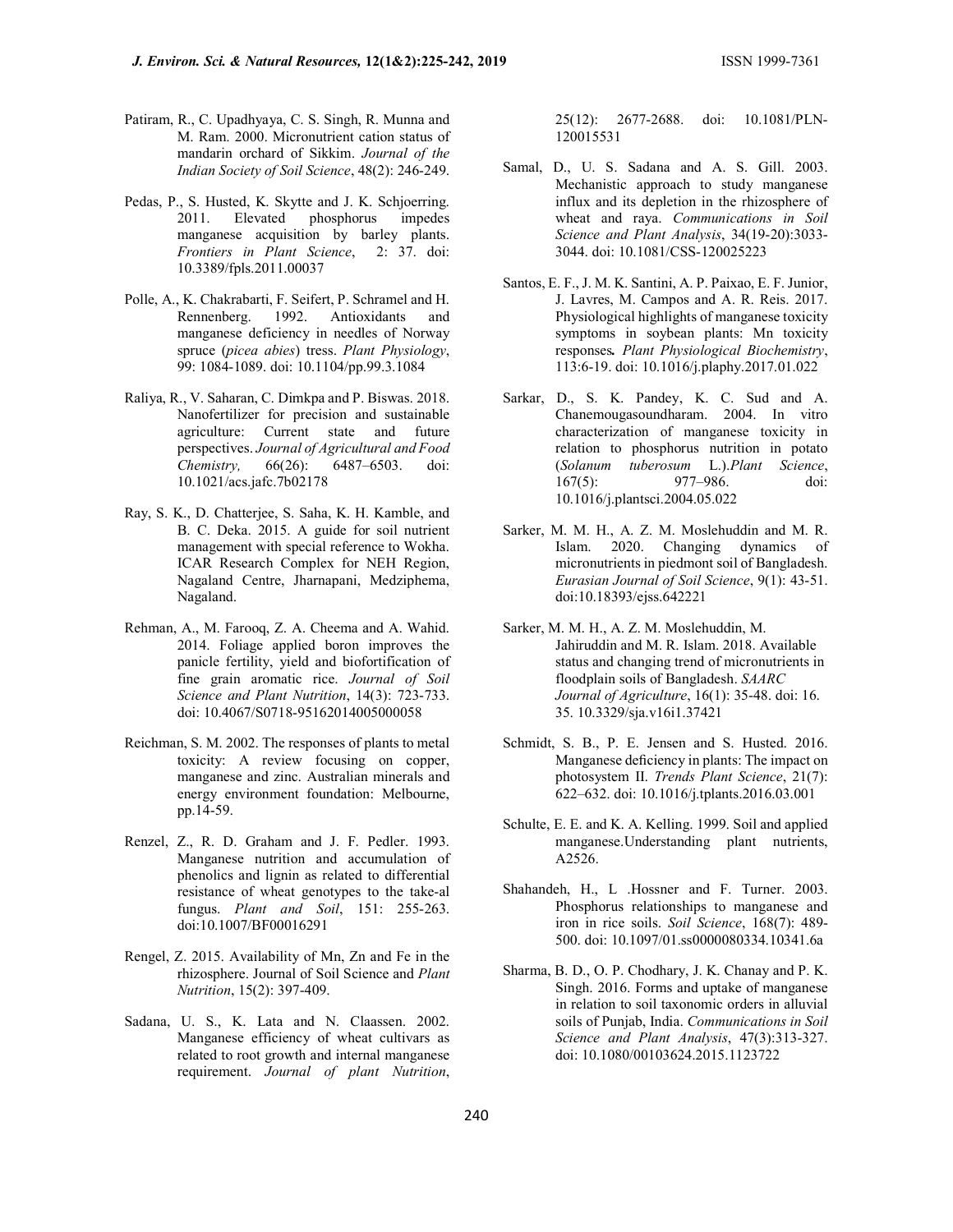Patiram, R., C. Upadhyaya, C. S. Singh, R. Munna and M. Ram. 2000. Micronutrient cation status of mandarin orchard of Sikkim. *Journal of the Indian Society of Soil Science*, 48(2): 246-249.

Pedas, P., S. Husted, K. Skytte and J. K. Schjoerring. 2011. Elevated phosphorus impedes manganese acquisition by barley plants. *Frontiers in Plant Science*, 2: 37. doi: 10.3389/fpls.2011.00037

Polle, A., K. Chakrabarti, F. Seifert, P. Schramel and H. Rennenberg. 1992. Antioxidants and manganese deficiency in needles of Norway spruce (*picea abies*) tress. *Plant Physiology*, 99: 1084-1089. doi: 10.1104/pp.99.3.1084

Raliya, R., V. Saharan, C. Dimkpa and P. Biswas. 2018. Nanofertilizer for precision and sustainable agriculture: Current state and future perspectives. *Journal of Agricultural and Food Chemistry,* 66(26): 6487–6503. doi: 10.1021/acs.jafc.7b02178

Ray, S. K., D. Chatterjee, S. Saha, K. H. Kamble, and B. C. Deka. 2015. A guide for soil nutrient management with special reference to Wokha. ICAR Research Complex for NEH Region, Nagaland Centre, Jharnapani, Medziphema, Nagaland.

Rehman, A., M. Farooq, Z. A. Cheema and A. Wahid. 2014. Foliage applied boron improves the panicle fertility, yield and biofortification of fine grain aromatic rice. *Journal of Soil Science and Plant Nutrition*, 14(3): 723-733. doi: 10.4067/S0718-95162014005000058

Reichman, S. M. 2002. The responses of plants to metal toxicity: A review focusing on copper, manganese and zinc. Australian minerals and energy environment foundation: Melbourne, pp.14-59.

Renzel, Z., R. D. Graham and J. F. Pedler. 1993. Manganese nutrition and accumulation of phenolics and lignin as related to differential resistance of wheat genotypes to the take-al fungus. *Plant and Soil*, 151: 255-263. doi:10.1007/BF00016291

Rengel, Z. 2015. Availability of Mn, Zn and Fe in the rhizosphere. Journal of Soil Science and *Plant Nutrition*, 15(2): 397-409.

Sadana, U. S., K. Lata and N. Claassen. 2002. Manganese efficiency of wheat cultivars as related to root growth and internal manganese requirement. *Journal of plant Nutrition*, 25(12): 2677-2688. doi: 10.1081/PLN-120015531

Samal, D., U. S. Sadana and A. S. Gill. 2003. Mechanistic approach to study manganese influx and its depletion in the rhizosphere of wheat and raya. *Communications in Soil Science and Plant Analysis*, 34(19-20):3033-3044. doi: 10.1081/CSS-120025223

Santos, E. F., J. M. K. Santini, A. P. Paixao, E. F. Junior, J. Lavres, M. Campos and A. R. Reis. 2017. Physiological highlights of manganese toxicity symptoms in soybean plants: Mn toxicity responses**.** *Plant Physiological Biochemistry*, 113:6-19. doi: 10.1016/j.plaphy.2017.01.022

Sarkar, D., S. K. Pandey, K. C. Sud and A. Chanemougasoundharam. 2004. In vitro characterization of manganese toxicity in relation to phosphorus nutrition in potato (*Solanum tuberosum* L.).*Plant Science*, 167(5): 977–986. doi: 10.1016/j.plantsci.2004.05.022

Sarker, M. M. H., A. Z. M. Moslehuddin and M. R. Islam. 2020. Changing dynamics of micronutrients in piedmont soil of Bangladesh. *Eurasian Journal of Soil Science*, 9(1): 43-51. doi:10.18393/ejss.642221

Sarker, M. M. H., A. Z. M. Moslehuddin, M. Jahiruddin and M. R. Islam. 2018. Available status and changing trend of micronutrients in floodplain soils of Bangladesh. *SAARC Journal of Agriculture*, 16(1): 35-48. doi: 16. 35. 10.3329/sja.v16i1.37421

Schmidt, S. B., P. E. Jensen and S. Husted. 2016. Manganese deficiency in plants: The impact on photosystem II. *Trends Plant Science*, 21(7): 622–632. doi: 10.1016/j.tplants.2016.03.001

Schulte, E. E. and K. A. Kelling. 1999. Soil and applied manganese.Understanding plant nutrients, A2526.

Shahandeh, H., L .Hossner and F. Turner. 2003. Phosphorus relationships to manganese and iron in rice soils. *Soil Science*, 168(7): 489-500. doi: 10.1097/01.ss0000080334.10341.6a

Sharma, B. D., O. P. Chodhary, J. K. Chanay and P. K. Singh. 2016. Forms and uptake of manganese in relation to soil taxonomic orders in alluvial soils of Punjab, India. *Communications in Soil Science and Plant Analysis*, 47(3):313-327. doi: 10.1080/00103624.2015.1123722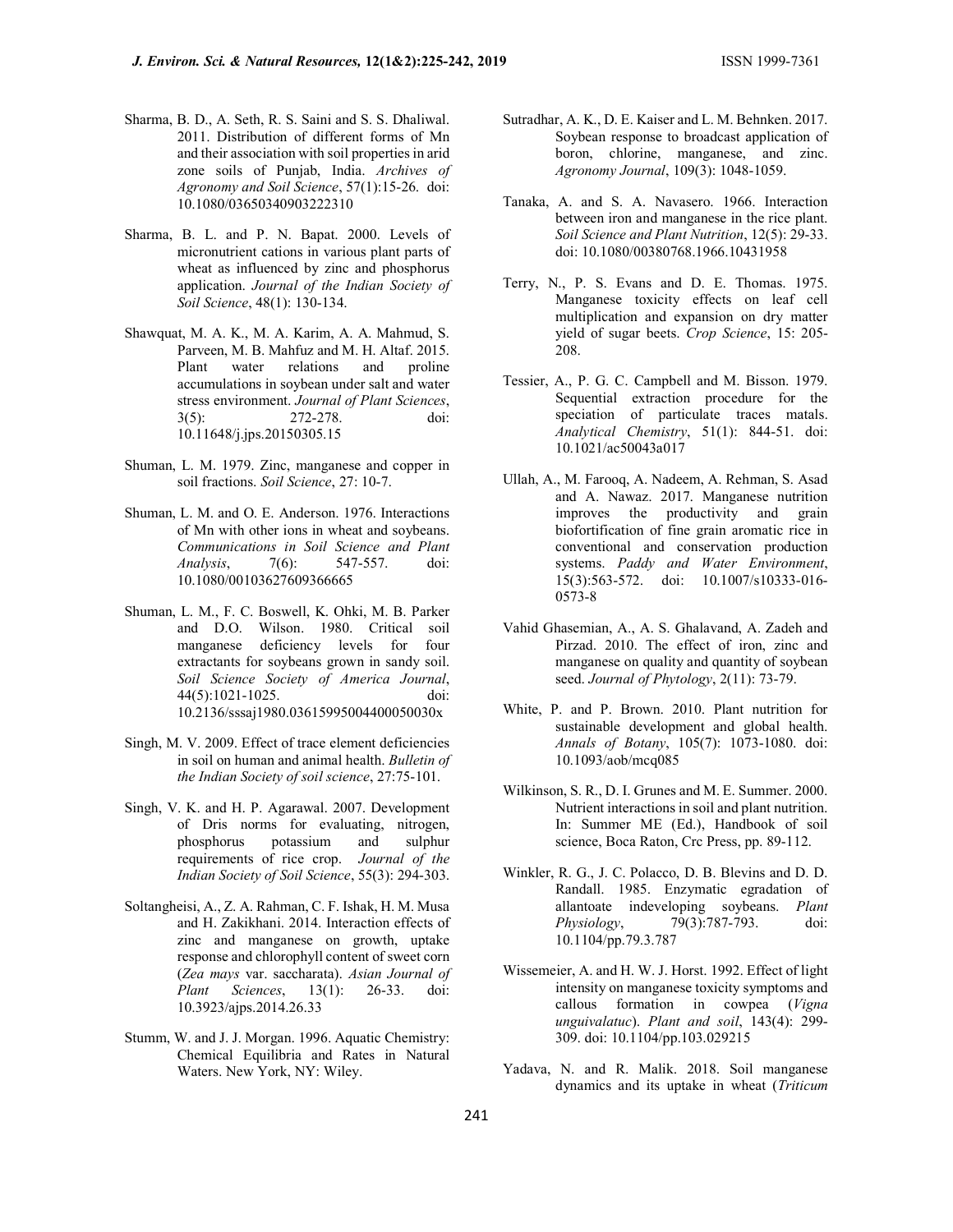Sharma, B. D., A. Seth, R. S. Saini and S. S. Dhaliwal. 2011. Distribution of different forms of Mn and their association with soil properties in arid zone soils of Punjab, India. *Archives of Agronomy and Soil Science*, 57(1):15-26. doi: 10.1080/03650340903222310

Sharma, B. L. and P. N. Bapat. 2000. Levels of micronutrient cations in various plant parts of wheat as influenced by zinc and phosphorus application. *Journal of the Indian Society of Soil Science*, 48(1): 130-134.

Shawquat, M. A. K., M. A. Karim, A. A. Mahmud, S. Parveen, M. B. Mahfuz and M. H. Altaf. 2015. Plant water relations and proline accumulations in soybean under salt and water stress environment. *Journal of Plant Sciences*, 3(5): 272-278. doi: 10.11648/j.jps.20150305.15

Shuman, L. M. 1979. Zinc, manganese and copper in soil fractions. *Soil Science*, 27: 10-7.

Shuman, L. M. and O. E. Anderson. 1976. Interactions of Mn with other ions in wheat and soybeans. *Communications in Soil Science and Plant Analysis*, 7(6): 547-557. doi: 10.1080/00103627609366665

Shuman, L. M., F. C. Boswell, K. Ohki, M. B. Parker and D.O. Wilson. 1980. Critical soil manganese deficiency levels for four extractants for soybeans grown in sandy soil. *Soil Science Society of America Journal*, 44(5):1021-1025. doi: 10.2136/sssaj1980.03615995004400050030x

Singh, M. V. 2009. Effect of trace element deficiencies in soil on human and animal health. *Bulletin of the Indian Society of soil science*, 27:75-101.

Singh, V. K. and H. P. Agarawal. 2007. Development of Dris norms for evaluating, nitrogen, phosphorus potassium and sulphur requirements of rice crop. *Journal of the Indian Society of Soil Science*, 55(3): 294-303.

Soltangheisi, A., Z. A. Rahman, C. F. Ishak, H. M. Musa and H. Zakikhani. 2014. Interaction effects of zinc and manganese on growth, uptake response and chlorophyll content of sweet corn (*Zea mays* var. saccharata). *Asian Journal of Plant Sciences*, 13(1): 26-33. doi: 10.3923/ajps.2014.26.33

Stumm, W. and J. J. Morgan. 1996. Aquatic Chemistry: Chemical Equilibria and Rates in Natural Waters. New York, NY: Wiley.

Sutradhar, A. K., D. E. Kaiser and L. M. Behnken. 2017. Soybean response to broadcast application of boron, chlorine, manganese, and zinc. *Agronomy Journal*, 109(3): 1048-1059.

Tanaka, A. and S. A. Navasero. 1966. Interaction between iron and manganese in the rice plant. *Soil Science and Plant Nutrition*, 12(5): 29-33. doi: 10.1080/00380768.1966.10431958

Terry, N., P. S. Evans and D. E. Thomas. 1975. Manganese toxicity effects on leaf cell multiplication and expansion on dry matter yield of sugar beets. *Crop Science*, 15: 205-208.

Tessier, A., P. G. C. Campbell and M. Bisson. 1979. Sequential extraction procedure for the speciation of particulate traces matals. *Analytical Chemistry*, 51(1): 844-51. doi: 10.1021/ac50043a017

Ullah, A., M. Farooq, A. Nadeem, A. Rehman, S. Asad and A. Nawaz. 2017. Manganese nutrition improves the productivity and grain biofortification of fine grain aromatic rice in conventional and conservation production systems. *Paddy and Water Environment*, 15(3):563-572. doi: 10.1007/s10333-016-0573-8

Vahid Ghasemian, A., A. S. Ghalavand, A. Zadeh and Pirzad. 2010. The effect of iron, zinc and manganese on quality and quantity of soybean seed. *Journal of Phytology*, 2(11): 73-79.

White, P. and P. Brown. 2010. Plant nutrition for sustainable development and global health. *Annals of Botany*, 105(7): 1073-1080. doi: 10.1093/aob/mcq085

Wilkinson, S. R., D. I. Grunes and M. E. Summer. 2000. Nutrient interactions in soil and plant nutrition. In: Summer ME (Ed.), Handbook of soil science, Boca Raton, Crc Press, pp. 89-112.

Winkler, R. G., J. C. Polacco, D. B. Blevins and D. D. Randall. 1985. Enzymatic egradation of allantoate indeveloping soybeans. *Plant Physiology*, 79(3):787-793. doi: 10.1104/pp.79.3.787

Wissemeier, A. and H. W. J. Horst. 1992. Effect of light intensity on manganese toxicity symptoms and callous formation in cowpea (*Vigna unguivalatuc*). *Plant and soil*, 143(4): 299-309. doi: 10.1104/pp.103.029215

Yadava, N. and R. Malik. 2018. Soil manganese dynamics and its uptake in wheat (*Triticum*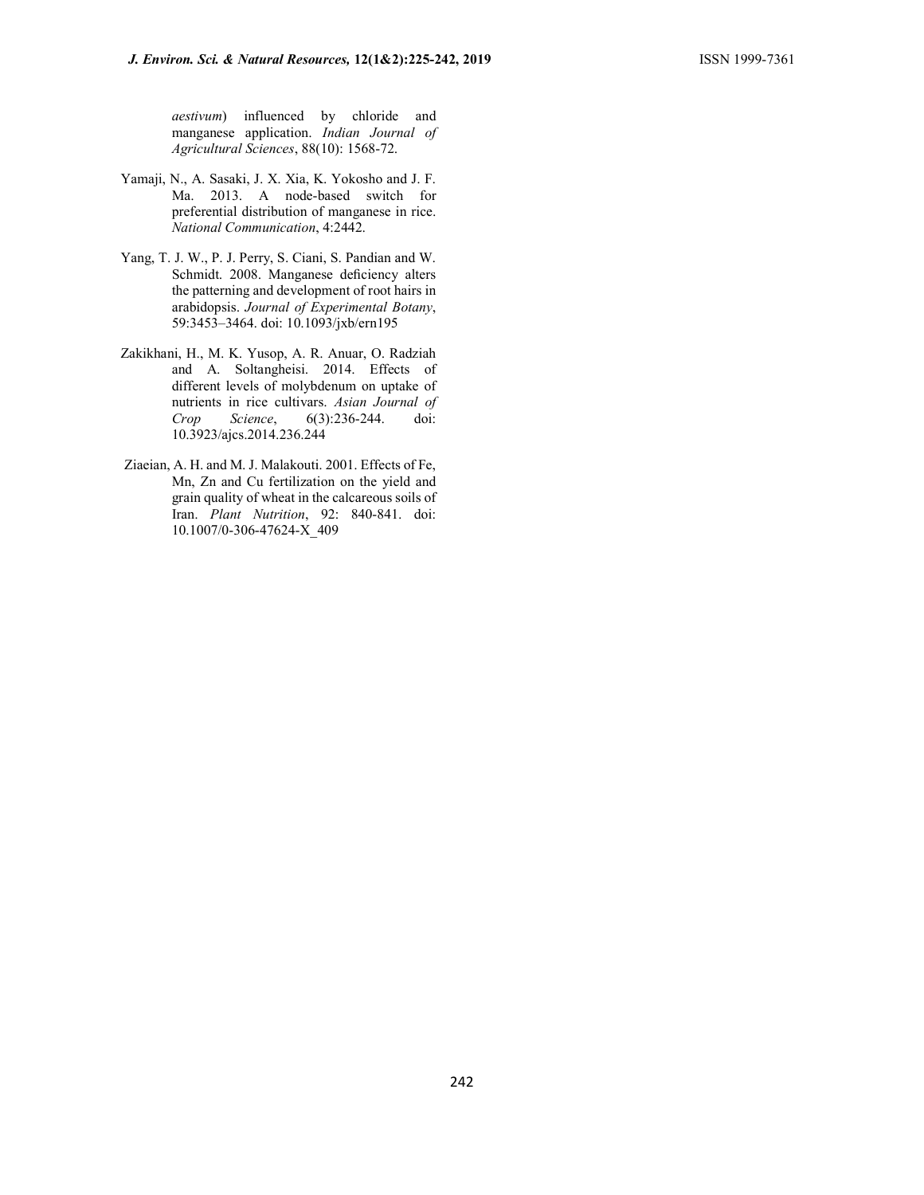*aestivum*) influenced by chloride and manganese application. *Indian Journal of Agricultural Sciences*, 88(10): 1568-72.

Yamaji, N., A. Sasaki, J. X. Xia, K. Yokosho and J. F. Ma. 2013. A node-based switch for preferential distribution of manganese in rice. *National Communication*, 4:2442.

Yang, T. J. W., P. J. Perry, S. Ciani, S. Pandian and W. Schmidt. 2008. Manganese deficiency alters the patterning and development of root hairs in arabidopsis. *Journal of Experimental Botany*, 59:3453–3464. doi: 10.1093/jxb/ern195

Zakikhani, H., M. K. Yusop, A. R. Anuar, O. Radziah and A. Soltangheisi. 2014. Effects of different levels of molybdenum on uptake of nutrients in rice cultivars. *Asian Journal of Crop Science*, 6(3):236-244. doi: 10.3923/ajcs.2014.236.244

Ziaeian, A. H. and M. J. Malakouti. 2001. Effects of Fe, Mn, Zn and Cu fertilization on the yield and grain quality of wheat in the calcareous soils of Iran. *Plant Nutrition*, 92: 840-841. doi: 10.1007/0-306-47624-X_409